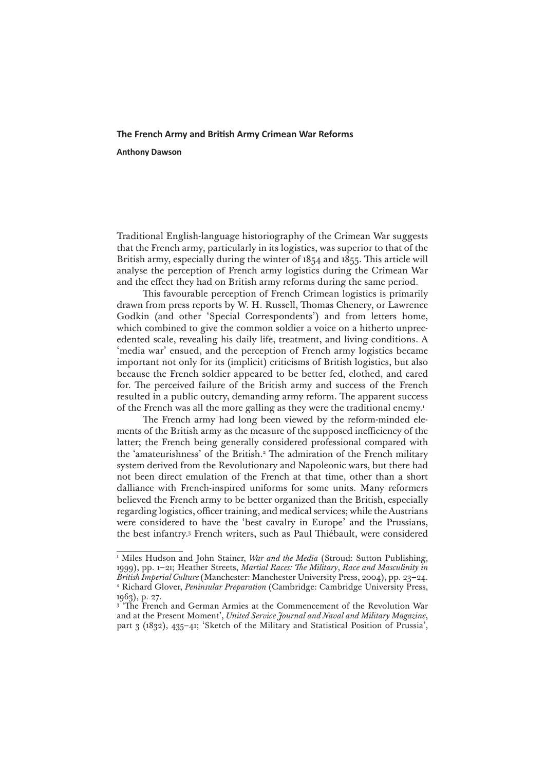# The French Army and British Army Crimean War Reforms

**Anthony Dawson**

Traditional English-language historiography of the Crimean War suggests that the French army, particularly in its logistics, was superior to that of the British army, especially during the winter of 1854 and 1855. This article will analyse the perception of French army logistics during the Crimean War and the effect they had on British army reforms during the same period.

This favourable perception of French Crimean logistics is primarily drawn from press reports by W. H. Russell, Thomas Chenery, or Lawrence Godkin (and other 'Special Correspondents') and from letters home, which combined to give the common soldier a voice on a hitherto unprecedented scale, revealing his daily life, treatment, and living conditions. A 'media war' ensued, and the perception of French army logistics became important not only for its (implicit) criticisms of British logistics, but also because the French soldier appeared to be better fed, clothed, and cared for. The perceived failure of the British army and success of the French resulted in a public outcry, demanding army reform. The apparent success of the French was all the more galling as they were the traditional enemy.[1]

The French army had long been viewed by the reform-minded elements of the British army as the measure of the supposed inefficiency of the latter; the French being generally considered professional compared with the 'amateurishness' of the British.[2] The admiration of the French military system derived from the Revolutionary and Napoleonic wars, but there had not been direct emulation of the French at that time, other than a short dalliance with French-inspired uniforms for some units. Many reformers believed the French army to be better organized than the British, especially regarding logistics, officer training, and medical services; while the Austrians were considered to have the 'best cavalry in Europe' and the Prussians, the best infantry.[3] French writers, such as Paul Thiébault, were considered

---

[1] Miles Hudson and John Stainer, *War and the Media* (Stroud: Sutton Publishing, 1999), pp. 1–21; Heather Streets, *Martial Races: The Military, Race and Masculinity in British Imperial Culture* (Manchester: Manchester University Press, 2004), pp. 23–24.

[2] Richard Glover, *Peninsular Preparation* (Cambridge: Cambridge University Press, 1963), p. 27.

[3] 'The French and German Armies at the Commencement of the Revolution War and at the Present Moment', *United Service Journal and Naval and Military Magazine*, part 3 (1832), 435–41; 'Sketch of the Military and Statistical Position of Prussia',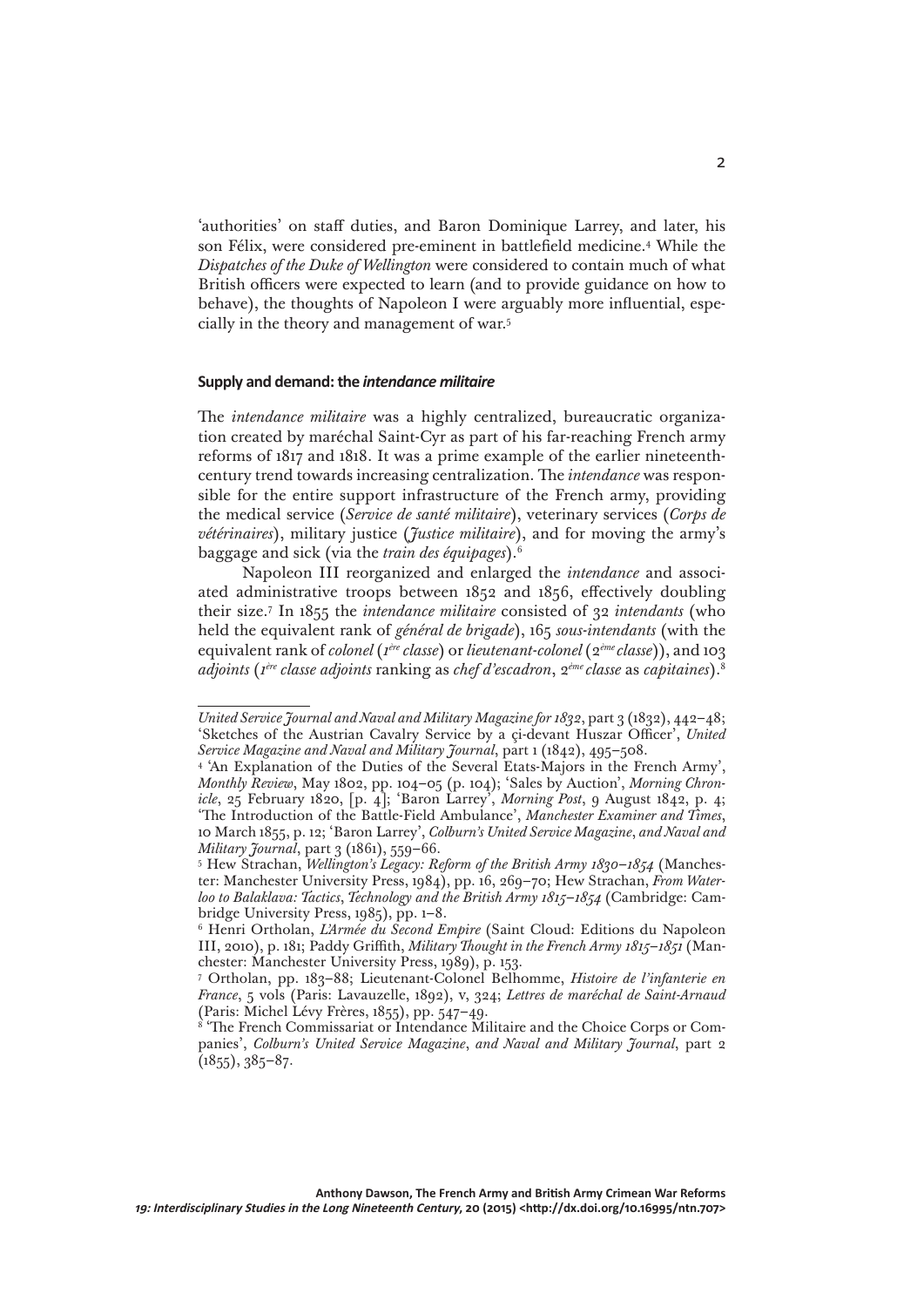'authorities' on staff duties, and Baron Dominique Larrey, and later, his son Félix, were considered pre-eminent in battlefield medicine.[4] While the *Dispatches of the Duke of Wellington* were considered to contain much of what British officers were expected to learn (and to provide guidance on how to behave), the thoughts of Napoleon I were arguably more influential, especially in the theory and management of war.[5]

### Supply and demand: the *intendance militaire*

The *intendance militaire* was a highly centralized, bureaucratic organization created by maréchal Saint-Cyr as part of his far-reaching French army reforms of 1817 and 1818. It was a prime example of the earlier nineteenth-century trend towards increasing centralization. The *intendance* was responsible for the entire support infrastructure of the French army, providing the medical service (*Service de santé militaire*), veterinary services (*Corps de vétérinaires*), military justice (*Justice militaire*), and for moving the army's baggage and sick (via the *train des équipages*).[6]

Napoleon III reorganized and enlarged the *intendance* and associated administrative troops between 1852 and 1856, effectively doubling their size.[7] In 1855 the *intendance militaire* consisted of 32 *intendants* (who held the equivalent rank of *général de brigade*), 165 *sous-intendants* (with the equivalent rank of *colonel* (*1ère classe*) or *lieutenant-colonel* (*2ème classe*)), and 103 *adjoints* (*1ère classe adjoints* ranking as *chef d'escadron*, *2ème classe* as *capitaines*).[8]

---

*United Service Journal and Naval and Military Magazine for 1832*, part 3 (1832), 442–48; 'Sketches of the Austrian Cavalry Service by a çi-devant Huszar Officer', *United Service Magazine and Naval and Military Journal*, part 1 (1842), 495–508.

[4] 'An Explanation of the Duties of the Several Etats-Majors in the French Army', *Monthly Review*, May 1802, pp. 104–05 (p. 104); 'Sales by Auction', *Morning Chronicle*, 25 February 1820, [p. 4]; 'Baron Larrey', *Morning Post*, 9 August 1842, p. 4; 'The Introduction of the Battle-Field Ambulance', *Manchester Examiner and Times*, 10 March 1855, p. 12; 'Baron Larrey', *Colburn's United Service Magazine*, *and Naval and Military Journal*, part 3 (1861), 559–66.

[5] Hew Strachan, *Wellington's Legacy: Reform of the British Army 1830–1854* (Manchester: Manchester University Press, 1984), pp. 16, 269–70; Hew Strachan, *From Waterloo to Balaklava: Tactics, Technology and the British Army 1815–1854* (Cambridge: Cambridge University Press, 1985), pp. 1–8.

[6] Henri Ortholan, *L'Armée du Second Empire* (Saint Cloud: Editions du Napoleon III, 2010), p. 181; Paddy Griffith, *Military Thought in the French Army 1815–1851* (Manchester: Manchester University Press, 1989), p. 153.

[7] Ortholan, pp. 183–88; Lieutenant-Colonel Belhomme, *Histoire de l'infanterie en France*, 5 vols (Paris: Lavauzelle, 1892), v, 324; *Lettres de maréchal de Saint-Arnaud* (Paris: Michel Lévy Frères, 1855), pp. 547–49.

[8] 'The French Commissariat or Intendance Militaire and the Choice Corps or Companies', *Colburn's United Service Magazine*, *and Naval and Military Journal*, part 2 (1855), 385–87.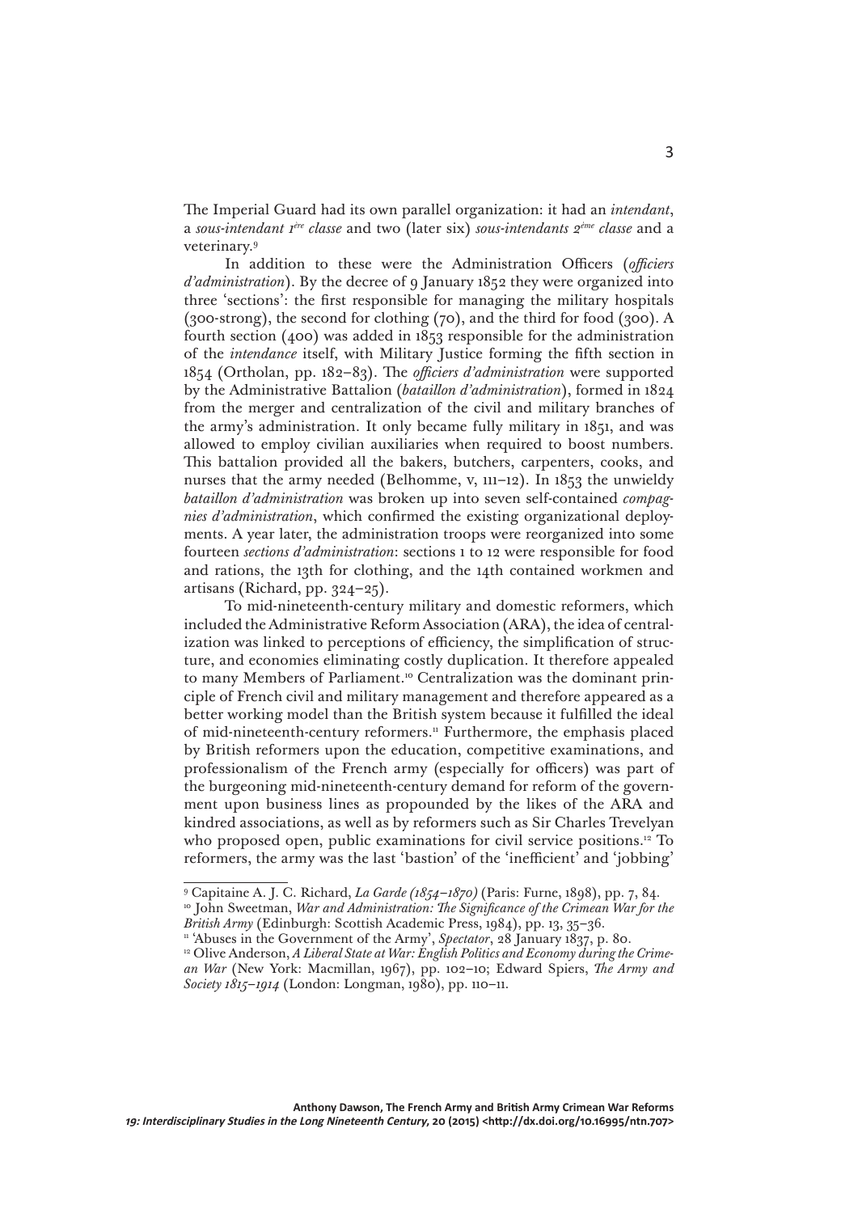The Imperial Guard had its own parallel organization: it had an *intendant*, a *sous-intendant 1ère classe* and two (later six) *sous-intendants 2ème classe* and a veterinary.[9]

In addition to these were the Administration Officers (*officiers d'administration*). By the decree of 9 January 1852 they were organized into three 'sections': the first responsible for managing the military hospitals (300-strong), the second for clothing (70), and the third for food (300). A fourth section (400) was added in 1853 responsible for the administration of the *intendance* itself, with Military Justice forming the fifth section in 1854 (Ortholan, pp. 182–83). The *officiers d'administration* were supported by the Administrative Battalion (*bataillon d'administration*), formed in 1824 from the merger and centralization of the civil and military branches of the army's administration. It only became fully military in 1851, and was allowed to employ civilian auxiliaries when required to boost numbers. This battalion provided all the bakers, butchers, carpenters, cooks, and nurses that the army needed (Belhomme, v, 111–12). In 1853 the unwieldy *bataillon d'administration* was broken up into seven self-contained *compagnies d'administration*, which confirmed the existing organizational deployments. A year later, the administration troops were reorganized into some fourteen *sections d'administration*: sections 1 to 12 were responsible for food and rations, the 13th for clothing, and the 14th contained workmen and artisans (Richard, pp. 324–25).

To mid-nineteenth-century military and domestic reformers, which included the Administrative Reform Association (ARA), the idea of centralization was linked to perceptions of efficiency, the simplification of structure, and economies eliminating costly duplication. It therefore appealed to many Members of Parliament.[10] Centralization was the dominant principle of French civil and military management and therefore appeared as a better working model than the British system because it fulfilled the ideal of mid-nineteenth-century reformers.[11] Furthermore, the emphasis placed by British reformers upon the education, competitive examinations, and professionalism of the French army (especially for officers) was part of the burgeoning mid-nineteenth-century demand for reform of the government upon business lines as propounded by the likes of the ARA and kindred associations, as well as by reformers such as Sir Charles Trevelyan who proposed open, public examinations for civil service positions.[12] To reformers, the army was the last 'bastion' of the 'inefficient' and 'jobbing'

---

[9] Capitaine A. J. C. Richard, *La Garde (1854–1870)* (Paris: Furne, 1898), pp. 7, 84.

[10] John Sweetman, *War and Administration: The Significance of the Crimean War for the British Army* (Edinburgh: Scottish Academic Press, 1984), pp. 13, 35–36.

[11] 'Abuses in the Government of the Army', *Spectator*, 28 January 1837, p. 80.

[12] Olive Anderson, *A Liberal State at War: English Politics and Economy during the Crimean War* (New York: Macmillan, 1967), pp. 102–10; Edward Spiers, *The Army and Society 1815–1914* (London: Longman, 1980), pp. 110–11.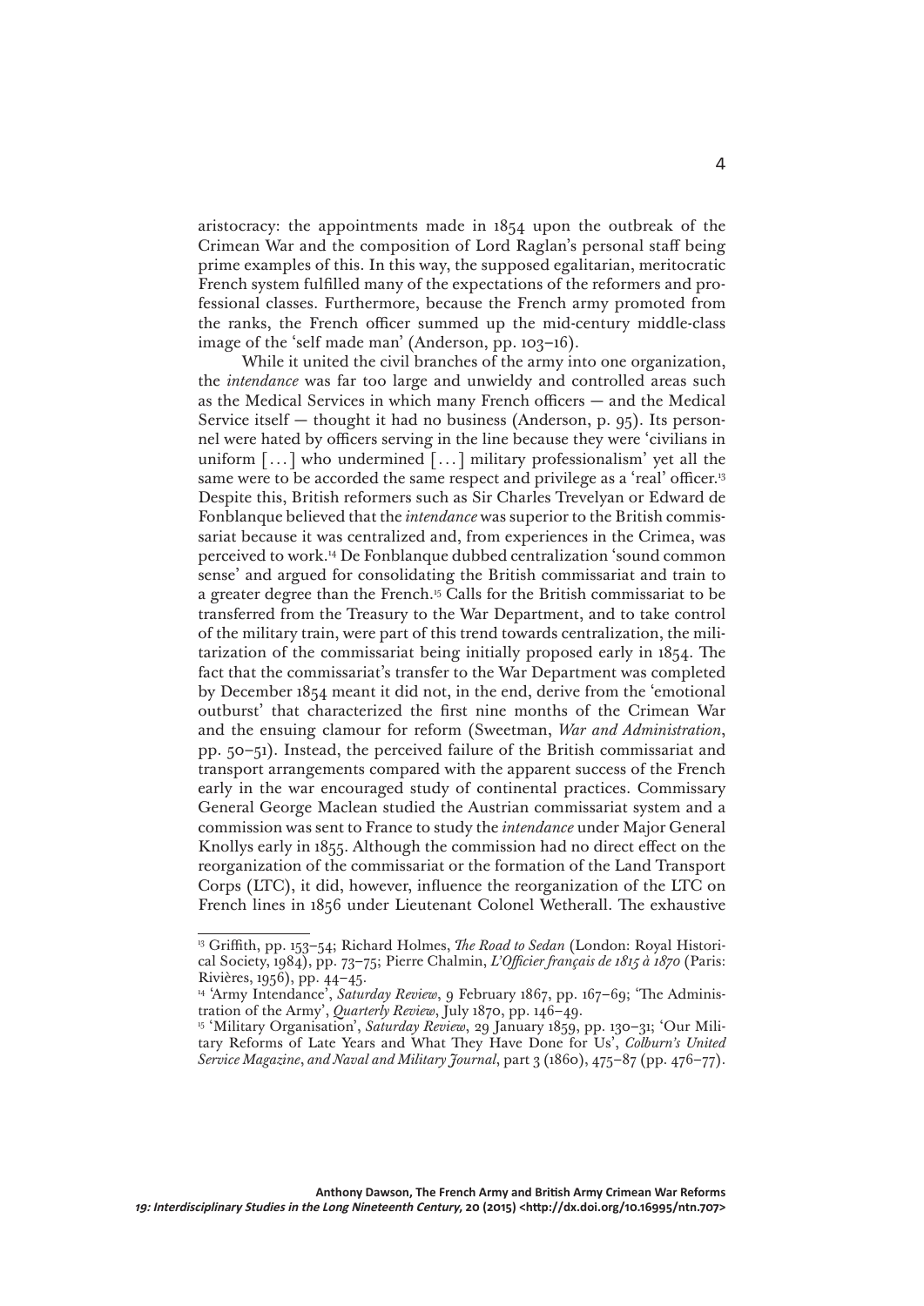aristocracy: the appointments made in 1854 upon the outbreak of the Crimean War and the composition of Lord Raglan's personal staff being prime examples of this. In this way, the supposed egalitarian, meritocratic French system fulfilled many of the expectations of the reformers and professional classes. Furthermore, because the French army promoted from the ranks, the French officer summed up the mid-century middle-class image of the 'self made man' (Anderson, pp. 103–16).

While it united the civil branches of the army into one organization, the *intendance* was far too large and unwieldy and controlled areas such as the Medical Services in which many French officers — and the Medical Service itself — thought it had no business (Anderson, p. 95). Its personnel were hated by officers serving in the line because they were 'civilians in uniform [...] who undermined [...] military professionalism' yet all the same were to be accorded the same respect and privilege as a 'real' officer.[13] Despite this, British reformers such as Sir Charles Trevelyan or Edward de Fonblanque believed that the *intendance* was superior to the British commissariat because it was centralized and, from experiences in the Crimea, was perceived to work.[14] De Fonblanque dubbed centralization 'sound common sense' and argued for consolidating the British commissariat and train to a greater degree than the French.[15] Calls for the British commissariat to be transferred from the Treasury to the War Department, and to take control of the military train, were part of this trend towards centralization, the militarization of the commissariat being initially proposed early in 1854. The fact that the commissariat's transfer to the War Department was completed by December 1854 meant it did not, in the end, derive from the 'emotional outburst' that characterized the first nine months of the Crimean War and the ensuing clamour for reform (Sweetman, *War and Administration*, pp. 50–51). Instead, the perceived failure of the British commissariat and transport arrangements compared with the apparent success of the French early in the war encouraged study of continental practices. Commissary General George Maclean studied the Austrian commissariat system and a commission was sent to France to study the *intendance* under Major General Knollys early in 1855. Although the commission had no direct effect on the reorganization of the commissariat or the formation of the Land Transport Corps (LTC), it did, however, influence the reorganization of the LTC on French lines in 1856 under Lieutenant Colonel Wetherall. The exhaustive

---

[13] Griffith, pp. 153–54; Richard Holmes, *The Road to Sedan* (London: Royal Historical Society, 1984), pp. 73–75; Pierre Chalmin, *L'Officier français de 1815 à 1870* (Paris: Rivières, 1956), pp. 44–45.

[14] 'Army Intendance', *Saturday Review*, 9 February 1867, pp. 167–69; 'The Administration of the Army', *Quarterly Review*, July 1870, pp. 146–49.

[15] 'Military Organisation', *Saturday Review*, 29 January 1859, pp. 130–31; 'Our Military Reforms of Late Years and What They Have Done for Us', *Colburn's United Service Magazine, and Naval and Military Journal*, part 3 (1860), 475–87 (pp. 476–77).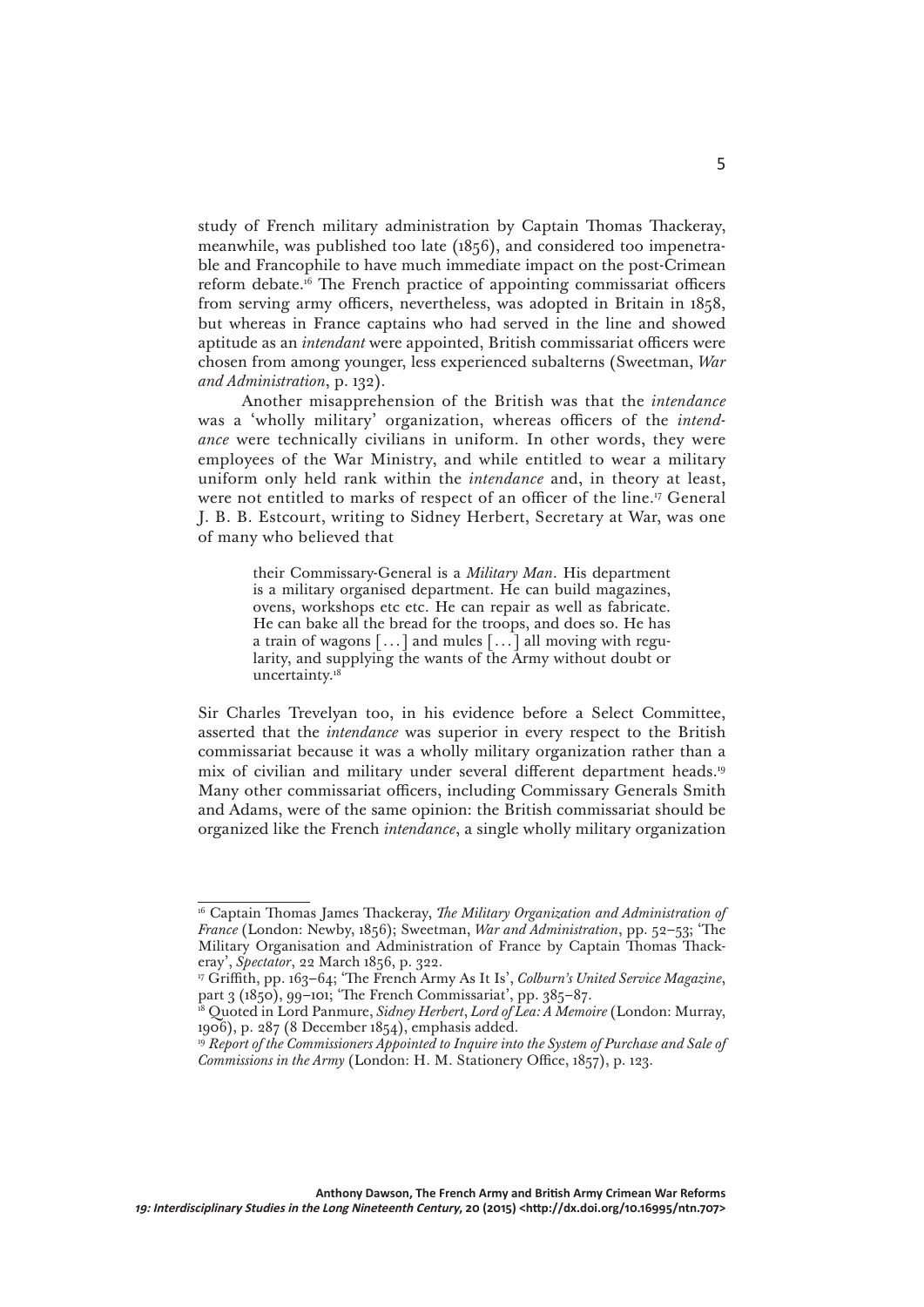study of French military administration by Captain Thomas Thackeray, meanwhile, was published too late (1856), and considered too impenetrable and Francophile to have much immediate impact on the post-Crimean reform debate.[16] The French practice of appointing commissariat officers from serving army officers, nevertheless, was adopted in Britain in 1858, but whereas in France captains who had served in the line and showed aptitude as an *intendant* were appointed, British commissariat officers were chosen from among younger, less experienced subalterns (Sweetman, *War and Administration*, p. 132).

Another misapprehension of the British was that the *intendance* was a 'wholly military' organization, whereas officers of the *intendance* were technically civilians in uniform. In other words, they were employees of the War Ministry, and while entitled to wear a military uniform only held rank within the *intendance* and, in theory at least, were not entitled to marks of respect of an officer of the line.[17] General J. B. B. Estcourt, writing to Sidney Herbert, Secretary at War, was one of many who believed that

> their Commissary-General is a *Military Man*. His department is a military organised department. He can build magazines, ovens, workshops etc etc. He can repair as well as fabricate. He can bake all the bread for the troops, and does so. He has a train of wagons [...] and mules [...] all moving with regularity, and supplying the wants of the Army without doubt or uncertainty.[18]

Sir Charles Trevelyan too, in his evidence before a Select Committee, asserted that the *intendance* was superior in every respect to the British commissariat because it was a wholly military organization rather than a mix of civilian and military under several different department heads.[19] Many other commissariat officers, including Commissary Generals Smith and Adams, were of the same opinion: the British commissariat should be organized like the French *intendance*, a single wholly military organization

---

[16] Captain Thomas James Thackeray, *The Military Organization and Administration of France* (London: Newby, 1856); Sweetman, *War and Administration*, pp. 52–53; 'The Military Organisation and Administration of France by Captain Thomas Thackeray', *Spectator*, 22 March 1856, p. 322.

[17] Griffith, pp. 163–64; 'The French Army As It Is', *Colburn's United Service Magazine*, part 3 (1850), 99–101; 'The French Commissariat', pp. 385–87.

[18] Quoted in Lord Panmure, *Sidney Herbert, Lord of Lea: A Memoire* (London: Murray, 1906), p. 287 (8 December 1854), emphasis added.

[19] *Report of the Commissioners Appointed to Inquire into the System of Purchase and Sale of Commissions in the Army* (London: H. M. Stationery Office, 1857), p. 123.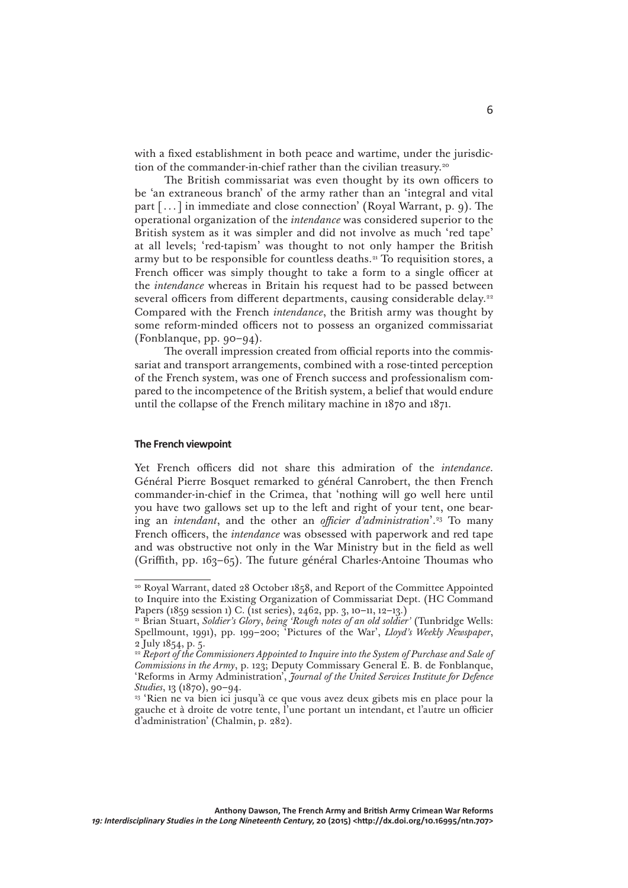with a fixed establishment in both peace and wartime, under the jurisdiction of the commander-in-chief rather than the civilian treasury.[20]

The British commissariat was even thought by its own officers to be 'an extraneous branch' of the army rather than an 'integral and vital part [ . . . ] in immediate and close connection' (Royal Warrant, p. 9). The operational organization of the *intendance* was considered superior to the British system as it was simpler and did not involve as much 'red tape' at all levels; 'red-tapism' was thought to not only hamper the British army but to be responsible for countless deaths.[21] To requisition stores, a French officer was simply thought to take a form to a single officer at the *intendance* whereas in Britain his request had to be passed between several officers from different departments, causing considerable delay.[22] Compared with the French *intendance*, the British army was thought by some reform-minded officers not to possess an organized commissariat (Fonblanque, pp. 90–94).

The overall impression created from official reports into the commissariat and transport arrangements, combined with a rose-tinted perception of the French system, was one of French success and professionalism compared to the incompetence of the British system, a belief that would endure until the collapse of the French military machine in 1870 and 1871.

### The French viewpoint

Yet French officers did not share this admiration of the *intendance*. Général Pierre Bosquet remarked to général Canrobert, the then French commander-in-chief in the Crimea, that 'nothing will go well here until you have two gallows set up to the left and right of your tent, one bearing an *intendant*, and the other an *officier d'administration*'.[23] To many French officers, the *intendance* was obsessed with paperwork and red tape and was obstructive not only in the War Ministry but in the field as well (Griffith, pp. 163–65). The future général Charles-Antoine Thoumas who

---

[20] Royal Warrant, dated 28 October 1858, and Report of the Committee Appointed to Inquire into the Existing Organization of Commissariat Dept. (HC Command Papers (1859 session 1) C. (1st series), 2462, pp. 3, 10–11, 12–13.)

[21] Brian Stuart, *Soldier's Glory*, *being 'Rough notes of an old soldier'* (Tunbridge Wells: Spellmount, 1991), pp. 199–200; 'Pictures of the War', *Lloyd's Weekly Newspaper*, 2 July 1854, p. 5.

[22] *Report of the Commissioners Appointed to Inquire into the System of Purchase and Sale of Commissions in the Army*, p. 123; Deputy Commissary General E. B. de Fonblanque, 'Reforms in Army Administration', *Journal of the United Services Institute for Defence Studies*, 13 (1870), 90–94.

[23] 'Rien ne va bien ici jusqu'à ce que vous avez deux gibets mis en place pour la gauche et à droite de votre tente, l'une portant un intendant, et l'autre un officier d'administration' (Chalmin, p. 282).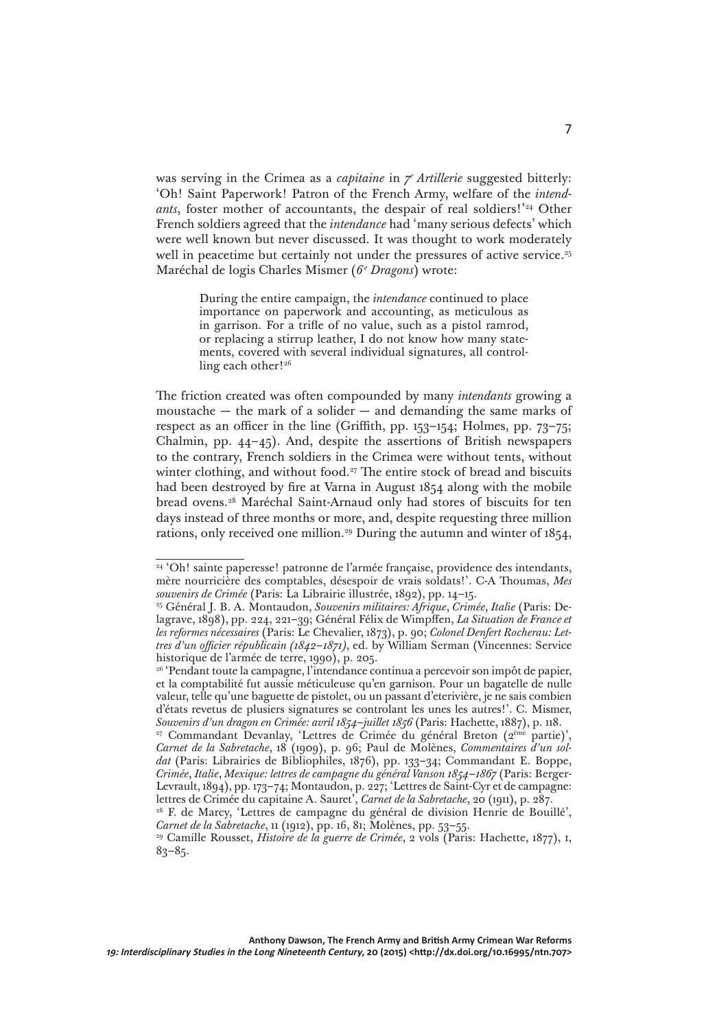was serving in the Crimea as a *capitaine* in *7e Artillerie* suggested bitterly: 'Oh! Saint Paperwork! Patron of the French Army, welfare of the *intendants*, foster mother of accountants, the despair of real soldiers!'[24] Other French soldiers agreed that the *intendance* had 'many serious defects' which were well known but never discussed. It was thought to work moderately well in peacetime but certainly not under the pressures of active service.[25] Maréchal de logis Charles Mismer (*6e Dragons*) wrote:

> During the entire campaign, the *intendance* continued to place importance on paperwork and accounting, as meticulous as in garrison. For a trifle of no value, such as a pistol ramrod, or replacing a stirrup leather, I do not know how many statements, covered with several individual signatures, all controlling each other![26]

The friction created was often compounded by many *intendants* growing a moustache — the mark of a solider — and demanding the same marks of respect as an officer in the line (Griffith, pp. 153–154; Holmes, pp. 73–75; Chalmin, pp. 44–45). And, despite the assertions of British newspapers to the contrary, French soldiers in the Crimea were without tents, without winter clothing, and without food.[27] The entire stock of bread and biscuits had been destroyed by fire at Varna in August 1854 along with the mobile bread ovens.[28] Maréchal Saint-Arnaud only had stores of biscuits for ten days instead of three months or more, and, despite requesting three million rations, only received one million.[29] During the autumn and winter of 1854,

---

[24] 'Oh! sainte paperesse! patronne de l'armée française, providence des intendants, mère nourricière des comptables, désespoir de vrais soldats!'. C-A Thoumas, *Mes souvenirs de Crimée* (Paris: La Librairie illustrée, 1892), pp. 14–15.

[25] Général J. B. A. Montaudon, *Souvenirs militaires: Afrique, Crimée, Italie* (Paris: Delagrave, 1898), pp. 224, 221–39; Général Félix de Wimpffen, *La Situation de France et les reformes nécessaires* (Paris: Le Chevalier, 1873), p. 90; *Colonel Denfert Rocherau: Lettres d'un officier républicain (1842–1871)*, ed. by William Serman (Vincennes: Service historique de l'armée de terre, 1990), p. 205.

[26] 'Pendant toute la campagne, l'intendance continua a percevoir son impôt de papier, et la comptabilité fut aussie méticuleuse qu'en garnison. Pour un bagatelle de nulle valeur, telle qu'une baguette de pistolet, ou un passant d'eterivière, je ne sais combien d'états revetus de plusiers signatures se controlant les unes les autres!'. C. Mismer, *Souvenirs d'un dragon en Crimée: avril 1854–juillet 1856* (Paris: Hachette, 1887), p. 118.

[27] Commandant Devanlay, 'Lettres de Crimée du général Breton (2ème partie)', *Carnet de la Sabretache*, 18 (1909), p. 96; Paul de Molènes, *Commentaires d'un soldat* (Paris: Librairies de Bibliophiles, 1876), pp. 133–34; Commandant E. Boppe, *Crimée, Italie, Mexique: lettres de campagne du général Vanson 1854–1867* (Paris: Berger-Levrault, 1894), pp. 173–74; Montaudon, p. 227; 'Lettres de Saint-Cyr et de campagne: lettres de Crimée du capitaine A. Sauret', *Carnet de la Sabretache*, 20 (1911), p. 287.

[28] F. de Marcy, 'Lettres de campagne du général de division Henrie de Bouillé', *Carnet de la Sabretache*, 11 (1912), pp. 16, 81; Molènes, pp. 53–55.

[29] Camille Rousset, *Histoire de la guerre de Crimée*, 2 vols (Paris: Hachette, 1877), I, 83–85.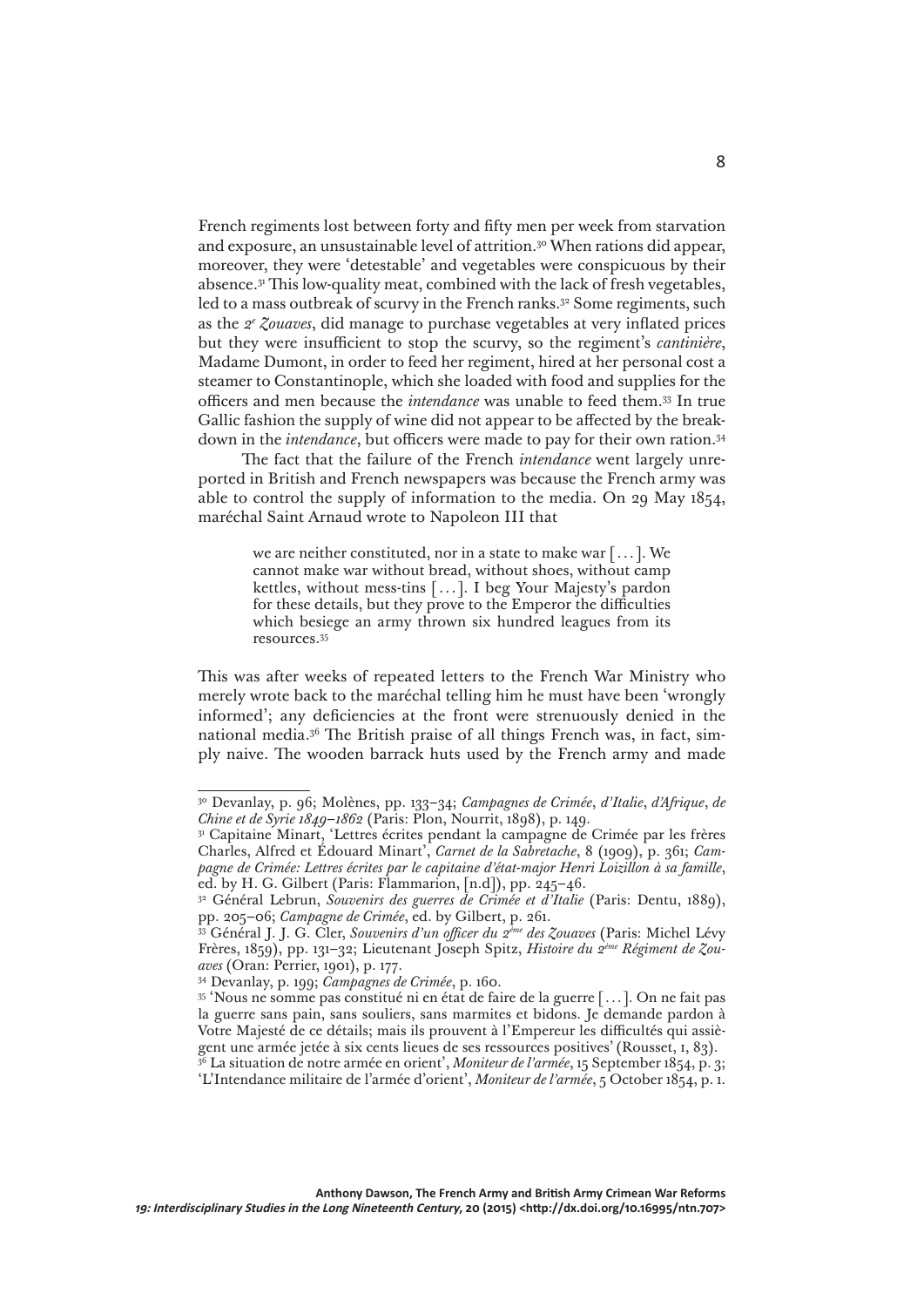French regiments lost between forty and fifty men per week from starvation and exposure, an unsustainable level of attrition.[30] When rations did appear, moreover, they were 'detestable' and vegetables were conspicuous by their absence.[31] This low-quality meat, combined with the lack of fresh vegetables, led to a mass outbreak of scurvy in the French ranks.[32] Some regiments, such as the *2e Zouaves*, did manage to purchase vegetables at very inflated prices but they were insufficient to stop the scurvy, so the regiment's *cantinière*, Madame Dumont, in order to feed her regiment, hired at her personal cost a steamer to Constantinople, which she loaded with food and supplies for the officers and men because the *intendance* was unable to feed them.[33] In true Gallic fashion the supply of wine did not appear to be affected by the breakdown in the *intendance*, but officers were made to pay for their own ration.[34]

The fact that the failure of the French *intendance* went largely unreported in British and French newspapers was because the French army was able to control the supply of information to the media. On 29 May 1854, maréchal Saint Arnaud wrote to Napoleon III that

> we are neither constituted, nor in a state to make war [...]. We cannot make war without bread, without shoes, without camp kettles, without mess-tins [...]. I beg Your Majesty's pardon for these details, but they prove to the Emperor the difficulties which besiege an army thrown six hundred leagues from its resources.[35]

This was after weeks of repeated letters to the French War Ministry who merely wrote back to the maréchal telling him he must have been 'wrongly informed'; any deficiencies at the front were strenuously denied in the national media.[36] The British praise of all things French was, in fact, simply naive. The wooden barrack huts used by the French army and made

---

[30] Devanlay, p. 96; Molènes, pp. 133–34; *Campagnes de Crimée, d'Italie, d'Afrique, de Chine et de Syrie 1849–1862* (Paris: Plon, Nourrit, 1898), p. 149.

[31] Capitaine Minart, 'Lettres écrites pendant la campagne de Crimée par les frères Charles, Alfred et Édouard Minart', *Carnet de la Sabretache*, 8 (1909), p. 361; *Campagne de Crimée: Lettres écrites par le capitaine d'état-major Henri Loizillon à sa famille*, ed. by H. G. Gilbert (Paris: Flammarion, [n.d]), pp. 245–46.

[32] Général Lebrun, *Souvenirs des guerres de Crimée et d'Italie* (Paris: Dentu, 1889), pp. 205–06; *Campagne de Crimée*, ed. by Gilbert, p. 261.

[33] Général J. J. G. Cler, *Souvenirs d'un officer du 2ème des Zouaves* (Paris: Michel Lévy Frères, 1859), pp. 131–32; Lieutenant Joseph Spitz, *Histoire du 2ème Régiment de Zouaves* (Oran: Perrier, 1901), p. 177.

[34] Devanlay, p. 199; *Campagnes de Crimée*, p. 160.

[35] 'Nous ne somme pas constitué ni en état de faire de la guerre [...]. On ne fait pas la guerre sans pain, sans souliers, sans marmites et bidons. Je demande pardon à Votre Majesté de ce détails; mais ils prouvent à l'Empereur les difficultés qui assiègent une armée jetée à six cents lieues de ses ressources positives' (Rousset, I, 83).

[36] La situation de notre armée en orient', *Moniteur de l'armée*, 15 September 1854, p. 3; 'L'Intendance militaire de l'armée d'orient', *Moniteur de l'armée*, 5 October 1854, p. 1.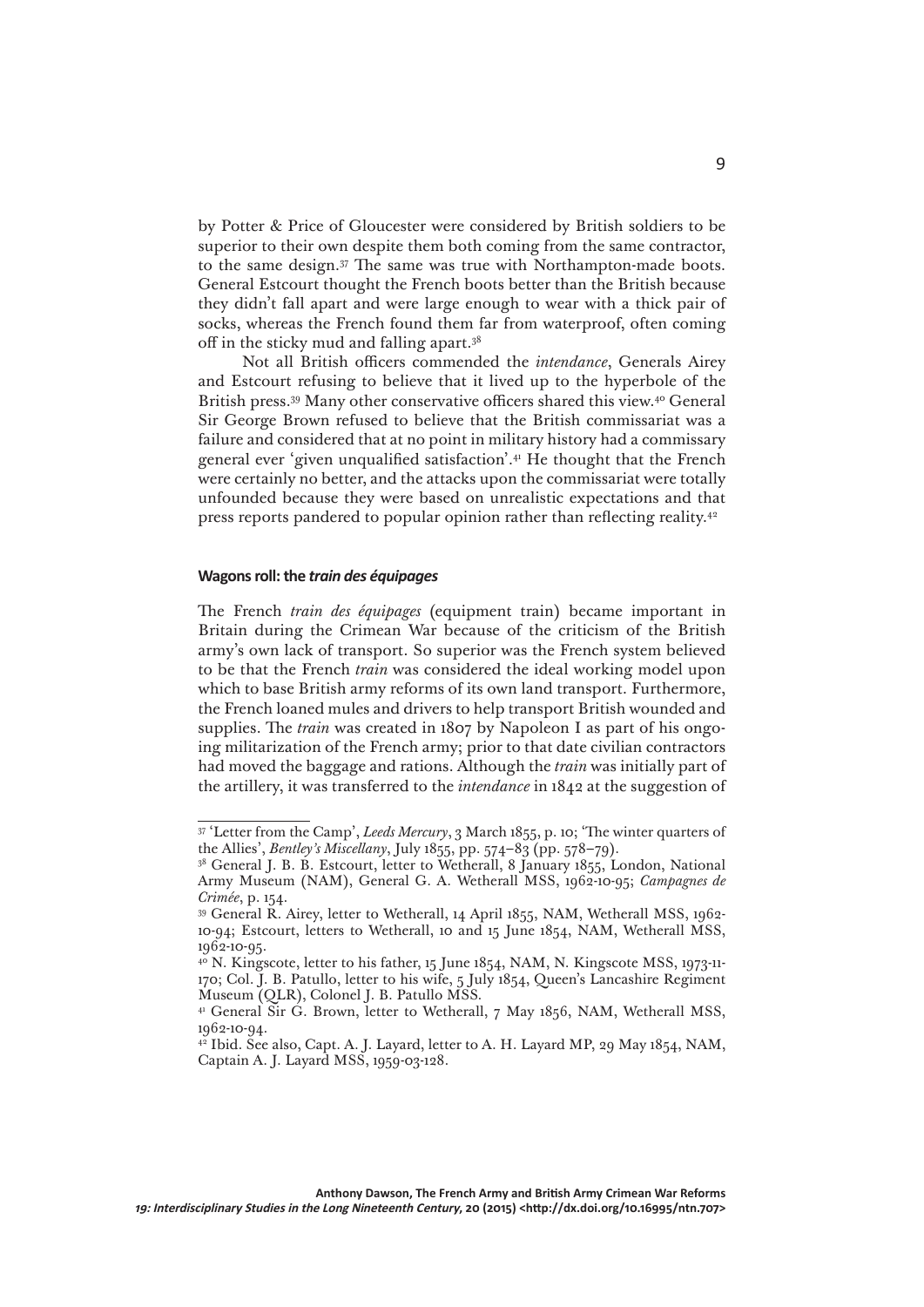by Potter & Price of Gloucester were considered by British soldiers to be superior to their own despite them both coming from the same contractor, to the same design.[37] The same was true with Northampton-made boots. General Estcourt thought the French boots better than the British because they didn't fall apart and were large enough to wear with a thick pair of socks, whereas the French found them far from waterproof, often coming off in the sticky mud and falling apart.[38]

Not all British officers commended the *intendance*, Generals Airey and Estcourt refusing to believe that it lived up to the hyperbole of the British press.[39] Many other conservative officers shared this view.[40] General Sir George Brown refused to believe that the British commissariat was a failure and considered that at no point in military history had a commissary general ever 'given unqualified satisfaction'.[41] He thought that the French were certainly no better, and the attacks upon the commissariat were totally unfounded because they were based on unrealistic expectations and that press reports pandered to popular opinion rather than reflecting reality.[42]

#### Wagons roll: the *train des équipages*

The French *train des équipages* (equipment train) became important in Britain during the Crimean War because of the criticism of the British army's own lack of transport. So superior was the French system believed to be that the French *train* was considered the ideal working model upon which to base British army reforms of its own land transport. Furthermore, the French loaned mules and drivers to help transport British wounded and supplies. The *train* was created in 1807 by Napoleon I as part of his ongoing militarization of the French army; prior to that date civilian contractors had moved the baggage and rations. Although the *train* was initially part of the artillery, it was transferred to the *intendance* in 1842 at the suggestion of

---

[37] 'Letter from the Camp', *Leeds Mercury*, 3 March 1855, p. 10; 'The winter quarters of the Allies', *Bentley's Miscellany*, July 1855, pp. 574–83 (pp. 578–79).

[38] General J. B. B. Estcourt, letter to Wetherall, 8 January 1855, London, National Army Museum (NAM), General G. A. Wetherall MSS, 1962-10-95; *Campagnes de Crimée*, p. 154.

[39] General R. Airey, letter to Wetherall, 14 April 1855, NAM, Wetherall MSS, 1962-10-94; Estcourt, letters to Wetherall, 10 and 15 June 1854, NAM, Wetherall MSS, 1962-10-95.

[40] N. Kingscote, letter to his father, 15 June 1854, NAM, N. Kingscote MSS, 1973-11-170; Col. J. B. Patullo, letter to his wife, 5 July 1854, Queen's Lancashire Regiment Museum (QLR), Colonel J. B. Patullo MSS.

[41] General Sir G. Brown, letter to Wetherall, 7 May 1856, NAM, Wetherall MSS, 1962-10-94.

[42] Ibid. See also, Capt. A. J. Layard, letter to A. H. Layard MP, 29 May 1854, NAM, Captain A. J. Layard MSS, 1959-03-128.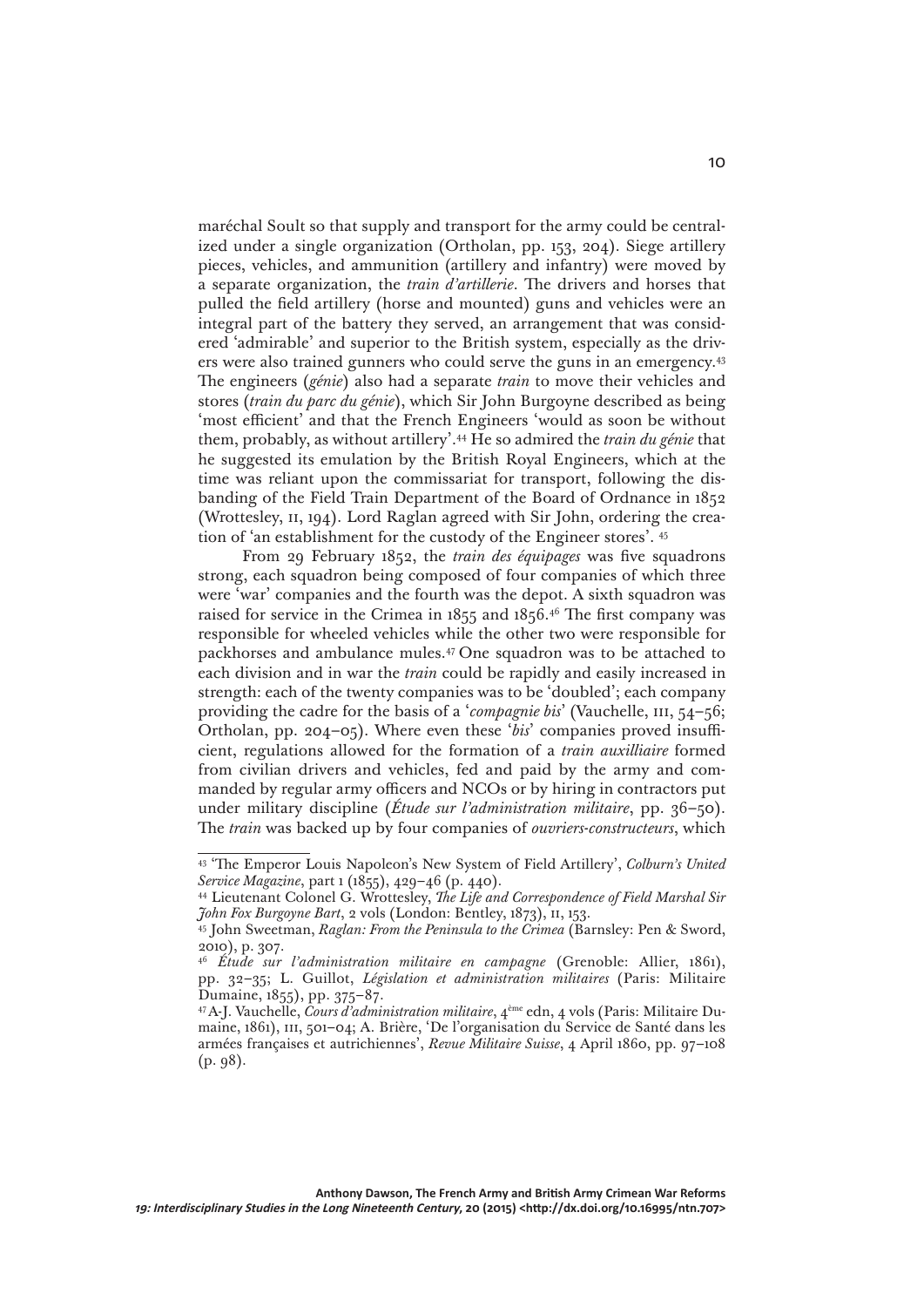maréchal Soult so that supply and transport for the army could be centralized under a single organization (Ortholan, pp. 153, 204). Siege artillery pieces, vehicles, and ammunition (artillery and infantry) were moved by a separate organization, the *train d'artillerie*. The drivers and horses that pulled the field artillery (horse and mounted) guns and vehicles were an integral part of the battery they served, an arrangement that was considered 'admirable' and superior to the British system, especially as the drivers were also trained gunners who could serve the guns in an emergency.[43] The engineers (*génie*) also had a separate *train* to move their vehicles and stores (*train du parc du génie*), which Sir John Burgoyne described as being 'most efficient' and that the French Engineers 'would as soon be without them, probably, as without artillery'.[44] He so admired the *train du génie* that he suggested its emulation by the British Royal Engineers, which at the time was reliant upon the commissariat for transport, following the disbanding of the Field Train Department of the Board of Ordnance in 1852 (Wrottesley, II, 194). Lord Raglan agreed with Sir John, ordering the creation of 'an establishment for the custody of the Engineer stores'. [45]

From 29 February 1852, the *train des équipages* was five squadrons strong, each squadron being composed of four companies of which three were 'war' companies and the fourth was the depot. A sixth squadron was raised for service in the Crimea in 1855 and 1856.[46] The first company was responsible for wheeled vehicles while the other two were responsible for packhorses and ambulance mules.[47] One squadron was to be attached to each division and in war the *train* could be rapidly and easily increased in strength: each of the twenty companies was to be 'doubled'; each company providing the cadre for the basis of a '*compagnie bis*' (Vauchelle, III, 54–56; Ortholan, pp. 204–05). Where even these '*bis*' companies proved insufficient, regulations allowed for the formation of a *train auxilliaire* formed from civilian drivers and vehicles, fed and paid by the army and commanded by regular army officers and NCOs or by hiring in contractors put under military discipline (*Étude sur l'administration militaire*, pp. 36–50). The *train* was backed up by four companies of *ouvriers-constructeurs*, which

---

[43] 'The Emperor Louis Napoleon's New System of Field Artillery', *Colburn's United Service Magazine*, part 1 (1855), 429–46 (p. 440).

[44] Lieutenant Colonel G. Wrottesley, *The Life and Correspondence of Field Marshal Sir John Fox Burgoyne Bart*, 2 vols (London: Bentley, 1873), II, 153.

[45] John Sweetman, *Raglan: From the Peninsula to the Crimea* (Barnsley: Pen & Sword, 2010), p. 307.

[46] *Étude sur l'administration militaire en campagne* (Grenoble: Allier, 1861), pp. 32–35; L. Guillot, *Législation et administration militaires* (Paris: Militaire Dumaine, 1855), pp. 375–87.

[47] A-J. Vauchelle, *Cours d'administration militaire*, 4ème edn, 4 vols (Paris: Militaire Dumaine, 1861), III, 501–04; A. Brière, 'De l'organisation du Service de Santé dans les armées françaises et autrichiennes', *Revue Militaire Suisse*, 4 April 1860, pp. 97–108 (p. 98).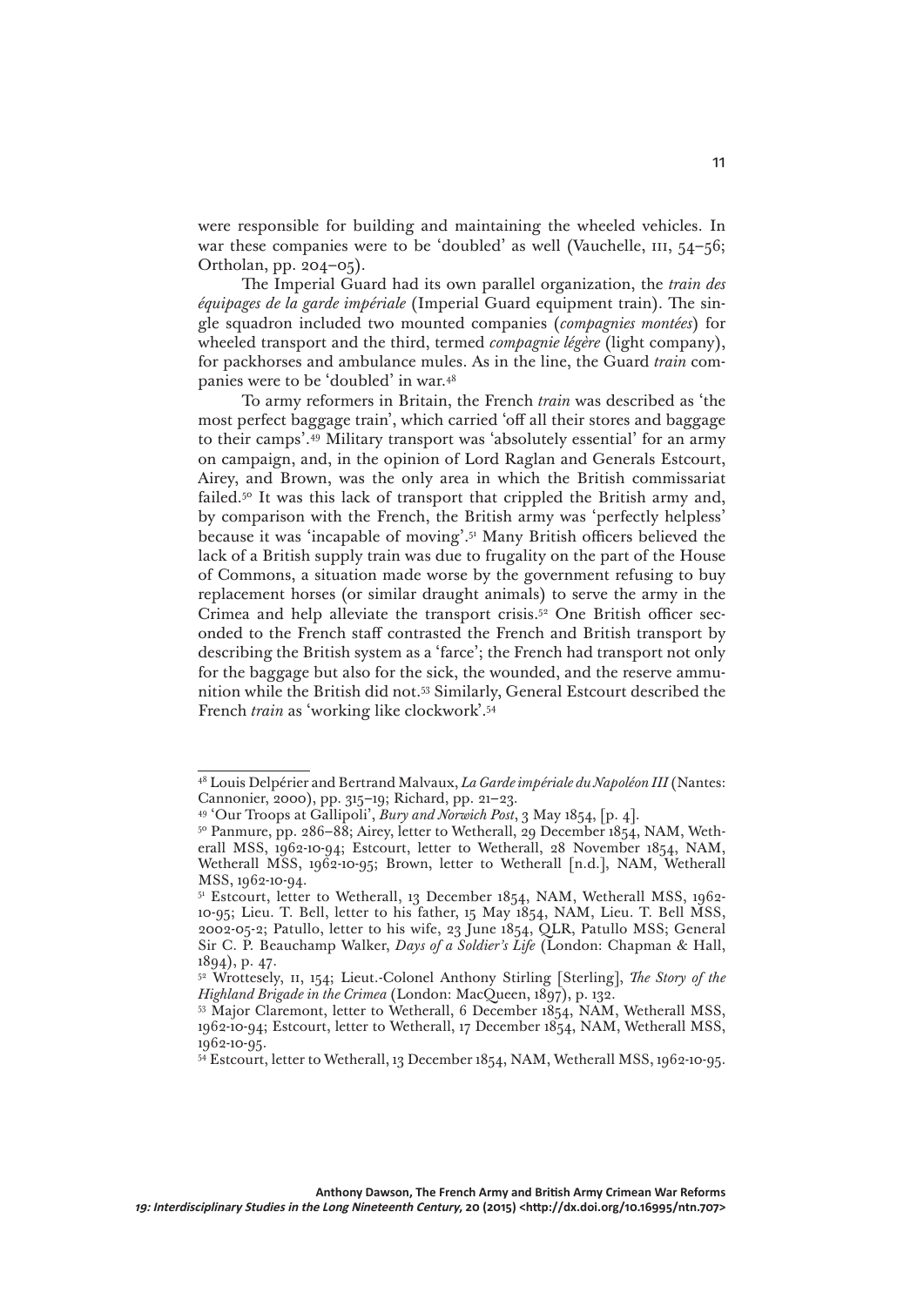were responsible for building and maintaining the wheeled vehicles. In war these companies were to be 'doubled' as well (Vauchelle, III, 54–56; Ortholan, pp. 204–05).

The Imperial Guard had its own parallel organization, the *train des équipages de la garde impériale* (Imperial Guard equipment train). The single squadron included two mounted companies (*compagnies montées*) for wheeled transport and the third, termed *compagnie légère* (light company), for packhorses and ambulance mules. As in the line, the Guard *train* companies were to be 'doubled' in war.[48]

To army reformers in Britain, the French *train* was described as 'the most perfect baggage train', which carried 'off all their stores and baggage to their camps'.[49] Military transport was 'absolutely essential' for an army on campaign, and, in the opinion of Lord Raglan and Generals Estcourt, Airey, and Brown, was the only area in which the British commissariat failed.[50] It was this lack of transport that crippled the British army and, by comparison with the French, the British army was 'perfectly helpless' because it was 'incapable of moving'.[51] Many British officers believed the lack of a British supply train was due to frugality on the part of the House of Commons, a situation made worse by the government refusing to buy replacement horses (or similar draught animals) to serve the army in the Crimea and help alleviate the transport crisis.[52] One British officer seconded to the French staff contrasted the French and British transport by describing the British system as a 'farce'; the French had transport not only for the baggage but also for the sick, the wounded, and the reserve ammunition while the British did not.[53] Similarly, General Estcourt described the French *train* as 'working like clockwork'.[54]

---

[48] Louis Delpérier and Bertrand Malvaux, *La Garde impériale du Napoléon III* (Nantes: Cannonier, 2000), pp. 315–19; Richard, pp. 21–23.

[49] 'Our Troops at Gallipoli', *Bury and Norwich Post*, 3 May 1854, [p. 4].

[50] Panmure, pp. 286–88; Airey, letter to Wetherall, 29 December 1854, NAM, Wetherall MSS, 1962-10-94; Estcourt, letter to Wetherall, 28 November 1854, NAM, Wetherall MSS, 1962-10-95; Brown, letter to Wetherall [n.d.], NAM, Wetherall MSS, 1962-10-94.

[51] Estcourt, letter to Wetherall, 13 December 1854, NAM, Wetherall MSS, 1962-10-95; Lieu. T. Bell, letter to his father, 15 May 1854, NAM, Lieu. T. Bell MSS, 2002-05-2; Patullo, letter to his wife, 23 June 1854, QLR, Patullo MSS; General Sir C. P. Beauchamp Walker, *Days of a Soldier's Life* (London: Chapman & Hall, 1894), p. 47.

[52] Wrottesely, II, 154; Lieut.-Colonel Anthony Stirling [Sterling], *The Story of the Highland Brigade in the Crimea* (London: MacQueen, 1897), p. 132.

[53] Major Claremont, letter to Wetherall, 6 December 1854, NAM, Wetherall MSS, 1962-10-94; Estcourt, letter to Wetherall, 17 December 1854, NAM, Wetherall MSS, 1962-10-95.

[54] Estcourt, letter to Wetherall, 13 December 1854, NAM, Wetherall MSS, 1962-10-95.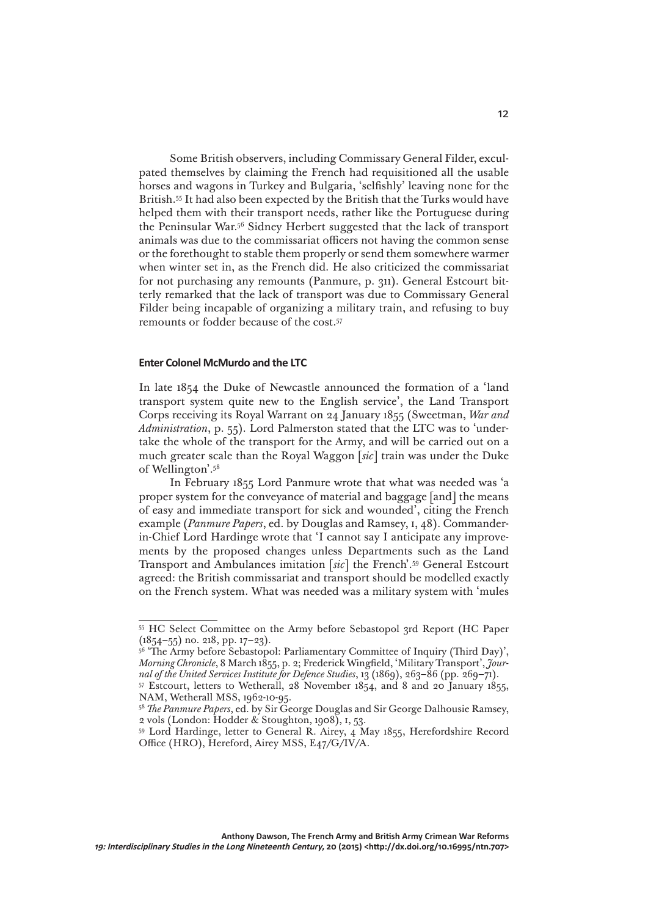Some British observers, including Commissary General Filder, exculpated themselves by claiming the French had requisitioned all the usable horses and wagons in Turkey and Bulgaria, 'selfishly' leaving none for the British.[55] It had also been expected by the British that the Turks would have helped them with their transport needs, rather like the Portuguese during the Peninsular War.[56] Sidney Herbert suggested that the lack of transport animals was due to the commissariat officers not having the common sense or the forethought to stable them properly or send them somewhere warmer when winter set in, as the French did. He also criticized the commissariat for not purchasing any remounts (Panmure, p. 311). General Estcourt bitterly remarked that the lack of transport was due to Commissary General Filder being incapable of organizing a military train, and refusing to buy remounts or fodder because of the cost.[57]

## Enter Colonel McMurdo and the LTC

In late 1854 the Duke of Newcastle announced the formation of a 'land transport system quite new to the English service', the Land Transport Corps receiving its Royal Warrant on 24 January 1855 (Sweetman, *War and Administration*, p. 55). Lord Palmerston stated that the LTC was to 'undertake the whole of the transport for the Army, and will be carried out on a much greater scale than the Royal Waggon [*sic*] train was under the Duke of Wellington'.[58]

In February 1855 Lord Panmure wrote that what was needed was 'a proper system for the conveyance of material and baggage [and] the means of easy and immediate transport for sick and wounded', citing the French example (*Panmure Papers*, ed. by Douglas and Ramsey, I, 48). Commander-in-Chief Lord Hardinge wrote that 'I cannot say I anticipate any improvements by the proposed changes unless Departments such as the Land Transport and Ambulances imitation [*sic*] the French'.[59] General Estcourt agreed: the British commissariat and transport should be modelled exactly on the French system. What was needed was a military system with 'mules

---

[55] HC Select Committee on the Army before Sebastopol 3rd Report (HC Paper (1854–55) no. 218, pp. 17–23).

[56] 'The Army before Sebastopol: Parliamentary Committee of Inquiry (Third Day)', *Morning Chronicle*, 8 March 1855, p. 2; Frederick Wingfield, 'Military Transport', *Journal of the United Services Institute for Defence Studies*, 13 (1869), 263–86 (pp. 269–71).

[57] Estcourt, letters to Wetherall, 28 November 1854, and 8 and 20 January 1855, NAM, Wetherall MSS, 1962-10-95.

[58] *The Panmure Papers*, ed. by Sir George Douglas and Sir George Dalhousie Ramsey, 2 vols (London: Hodder & Stoughton, 1908), I, 53.

[59] Lord Hardinge, letter to General R. Airey, 4 May 1855, Herefordshire Record Office (HRO), Hereford, Airey MSS, E47/G/IV/A.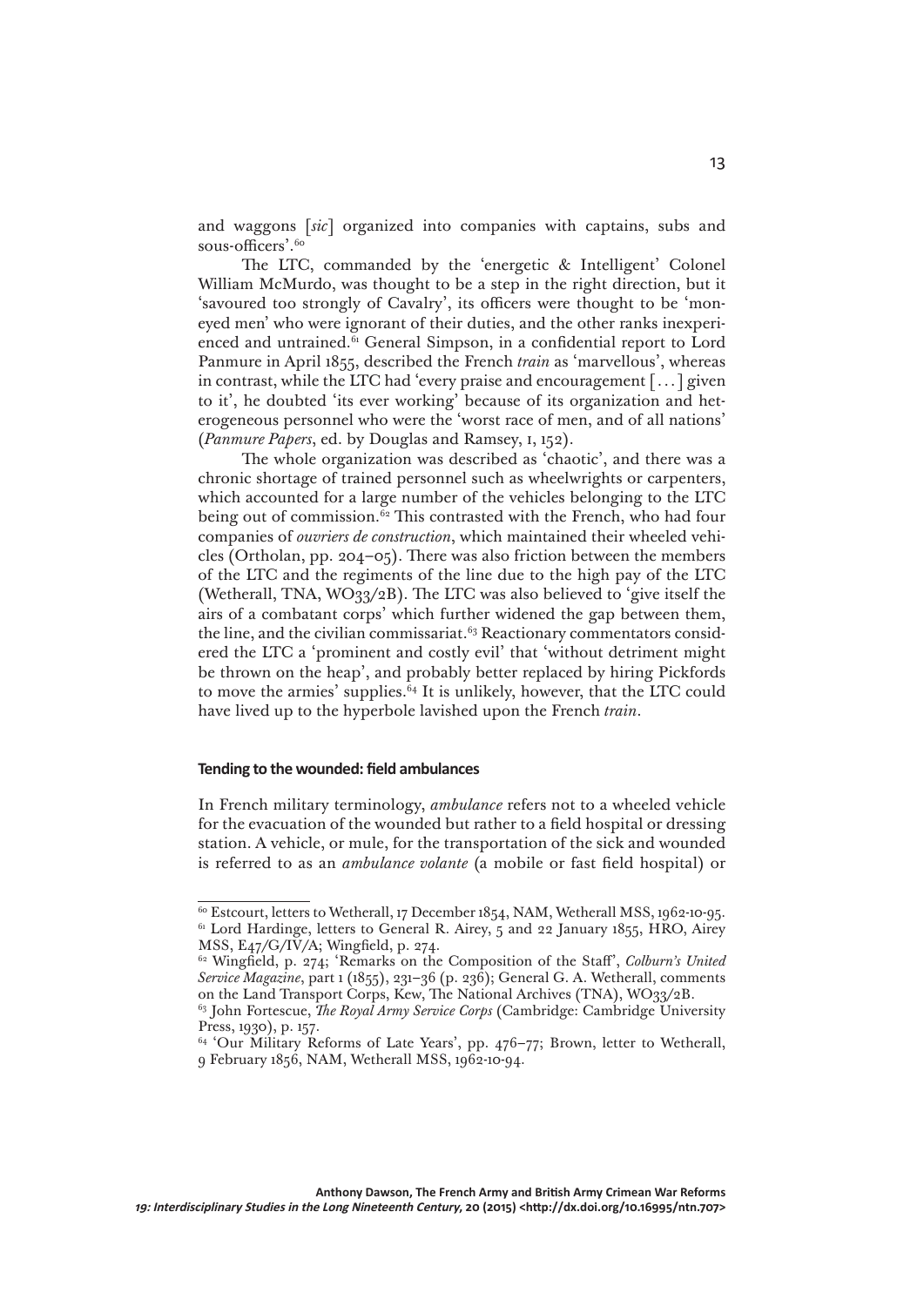and waggons [*sic*] organized into companies with captains, subs and sous-officers'.[60]

The LTC, commanded by the 'energetic & Intelligent' Colonel William McMurdo, was thought to be a step in the right direction, but it 'savoured too strongly of Cavalry', its officers were thought to be 'moneyed men' who were ignorant of their duties, and the other ranks inexperienced and untrained.[61] General Simpson, in a confidential report to Lord Panmure in April 1855, described the French *train* as 'marvellous', whereas in contrast, while the LTC had 'every praise and encouragement [...] given to it', he doubted 'its ever working' because of its organization and heterogeneous personnel who were the 'worst race of men, and of all nations' (*Panmure Papers*, ed. by Douglas and Ramsey, I, 152).

The whole organization was described as 'chaotic', and there was a chronic shortage of trained personnel such as wheelwrights or carpenters, which accounted for a large number of the vehicles belonging to the LTC being out of commission.[62] This contrasted with the French, who had four companies of *ouvriers de construction*, which maintained their wheeled vehicles (Ortholan, pp. 204–05). There was also friction between the members of the LTC and the regiments of the line due to the high pay of the LTC (Wetherall, TNA, WO33/2B). The LTC was also believed to 'give itself the airs of a combatant corps' which further widened the gap between them, the line, and the civilian commissariat.[63] Reactionary commentators considered the LTC a 'prominent and costly evil' that 'without detriment might be thrown on the heap', and probably better replaced by hiring Pickfords to move the armies' supplies.[64] It is unlikely, however, that the LTC could have lived up to the hyperbole lavished upon the French *train*.

#### Tending to the wounded: field ambulances

In French military terminology, *ambulance* refers not to a wheeled vehicle for the evacuation of the wounded but rather to a field hospital or dressing station. A vehicle, or mule, for the transportation of the sick and wounded is referred to as an *ambulance volante* (a mobile or fast field hospital) or

---

[60] Estcourt, letters to Wetherall, 17 December 1854, NAM, Wetherall MSS, 1962-10-95.

[61] Lord Hardinge, letters to General R. Airey, 5 and 22 January 1855, HRO, Airey MSS, E47/G/IV/A; Wingfield, p. 274.

[62] Wingfield, p. 274; 'Remarks on the Composition of the Staff', *Colburn's United Service Magazine*, part 1 (1855), 231–36 (p. 236); General G. A. Wetherall, comments on the Land Transport Corps, Kew, The National Archives (TNA), WO33/2B.

[63] John Fortescue, *The Royal Army Service Corps* (Cambridge: Cambridge University Press, 1930), p. 157.

[64] 'Our Military Reforms of Late Years', pp. 476–77; Brown, letter to Wetherall, 9 February 1856, NAM, Wetherall MSS, 1962-10-94.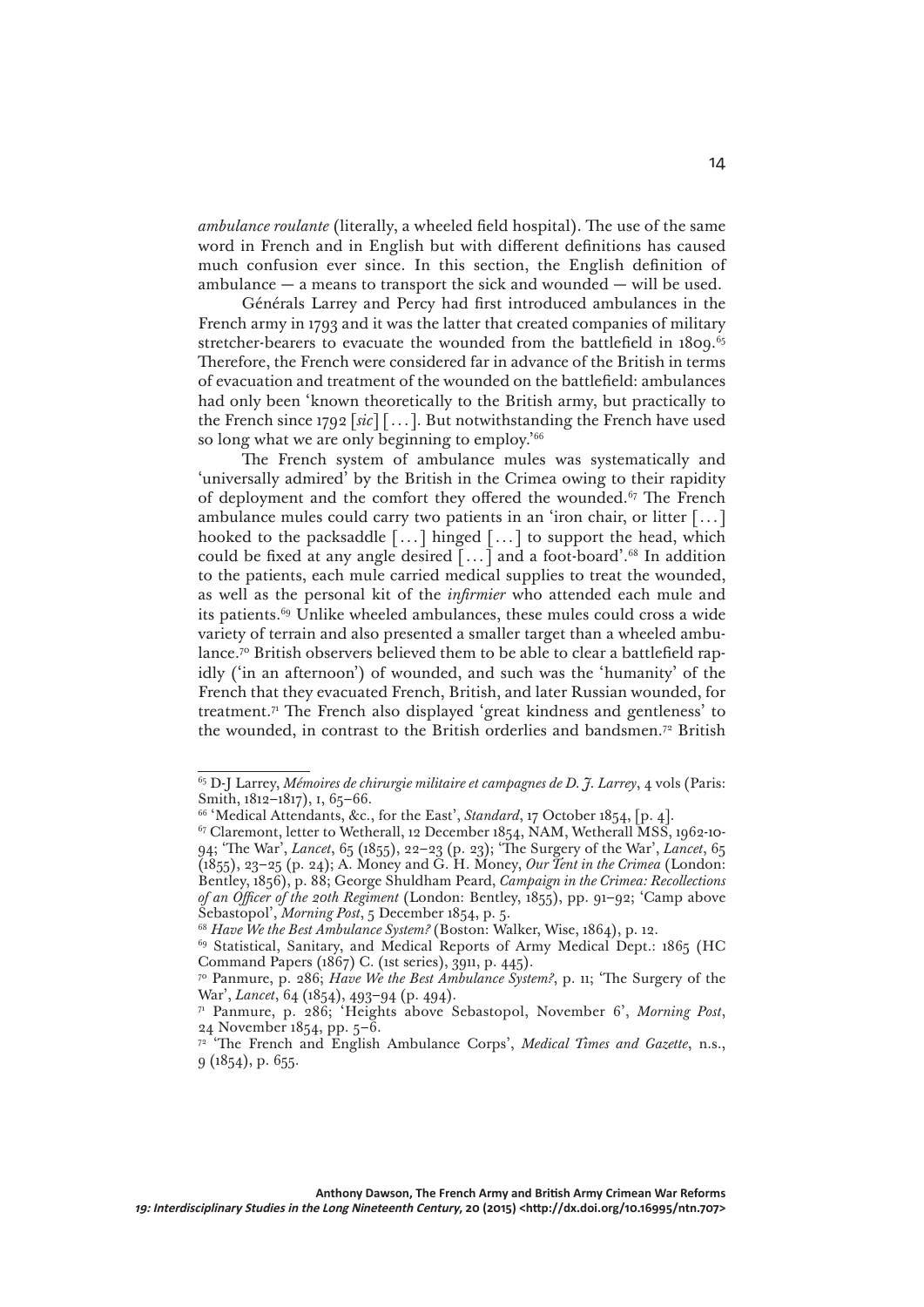*ambulance roulante* (literally, a wheeled field hospital). The use of the same word in French and in English but with different definitions has caused much confusion ever since. In this section, the English definition of ambulance — a means to transport the sick and wounded — will be used.

Générals Larrey and Percy had first introduced ambulances in the French army in 1793 and it was the latter that created companies of military stretcher-bearers to evacuate the wounded from the battlefield in 1809.[65] Therefore, the French were considered far in advance of the British in terms of evacuation and treatment of the wounded on the battlefield: ambulances had only been 'known theoretically to the British army, but practically to the French since 1792 [*sic*] [...]. But notwithstanding the French have used so long what we are only beginning to employ.'[66]

The French system of ambulance mules was systematically and 'universally admired' by the British in the Crimea owing to their rapidity of deployment and the comfort they offered the wounded.[67] The French ambulance mules could carry two patients in an 'iron chair, or litter [...] hooked to the packsaddle [...] hinged [...] to support the head, which could be fixed at any angle desired [...] and a foot-board'.[68] In addition to the patients, each mule carried medical supplies to treat the wounded, as well as the personal kit of the *infirmier* who attended each mule and its patients.[69] Unlike wheeled ambulances, these mules could cross a wide variety of terrain and also presented a smaller target than a wheeled ambulance.[70] British observers believed them to be able to clear a battlefield rapidly ('in an afternoon') of wounded, and such was the 'humanity' of the French that they evacuated French, British, and later Russian wounded, for treatment.[71] The French also displayed 'great kindness and gentleness' to the wounded, in contrast to the British orderlies and bandsmen.[72] British

---

[65] D-J Larrey, *Mémoires de chirurgie militaire et campagnes de D. J. Larrey*, 4 vols (Paris: Smith, 1812–1817), I, 65–66.

[66] 'Medical Attendants, &c., for the East', *Standard*, 17 October 1854, [p. 4].

[67] Claremont, letter to Wetherall, 12 December 1854, NAM, Wetherall MSS, 1962-10-94; 'The War', *Lancet*, 65 (1855), 22–23 (p. 23); 'The Surgery of the War', *Lancet*, 65 (1855), 23–25 (p. 24); A. Money and G. H. Money, *Our Tent in the Crimea* (London: Bentley, 1856), p. 88; George Shuldham Peard, *Campaign in the Crimea: Recollections of an Officer of the 20th Regiment* (London: Bentley, 1855), pp. 91–92; 'Camp above Sebastopol', *Morning Post*, 5 December 1854, p. 5.

[68] *Have We the Best Ambulance System?* (Boston: Walker, Wise, 1864), p. 12.

[69] Statistical, Sanitary, and Medical Reports of Army Medical Dept.: 1865 (HC Command Papers (1867) C. (1st series), 3911, p. 445).

[70] Panmure, p. 286; *Have We the Best Ambulance System?*, p. 11; 'The Surgery of the War', *Lancet*, 64 (1854), 493–94 (p. 494).

[71] Panmure, p. 286; 'Heights above Sebastopol, November 6', *Morning Post*, 24 November 1854, pp. 5–6.

[72] 'The French and English Ambulance Corps', *Medical Times and Gazette*, n.s., 9 (1854), p. 655.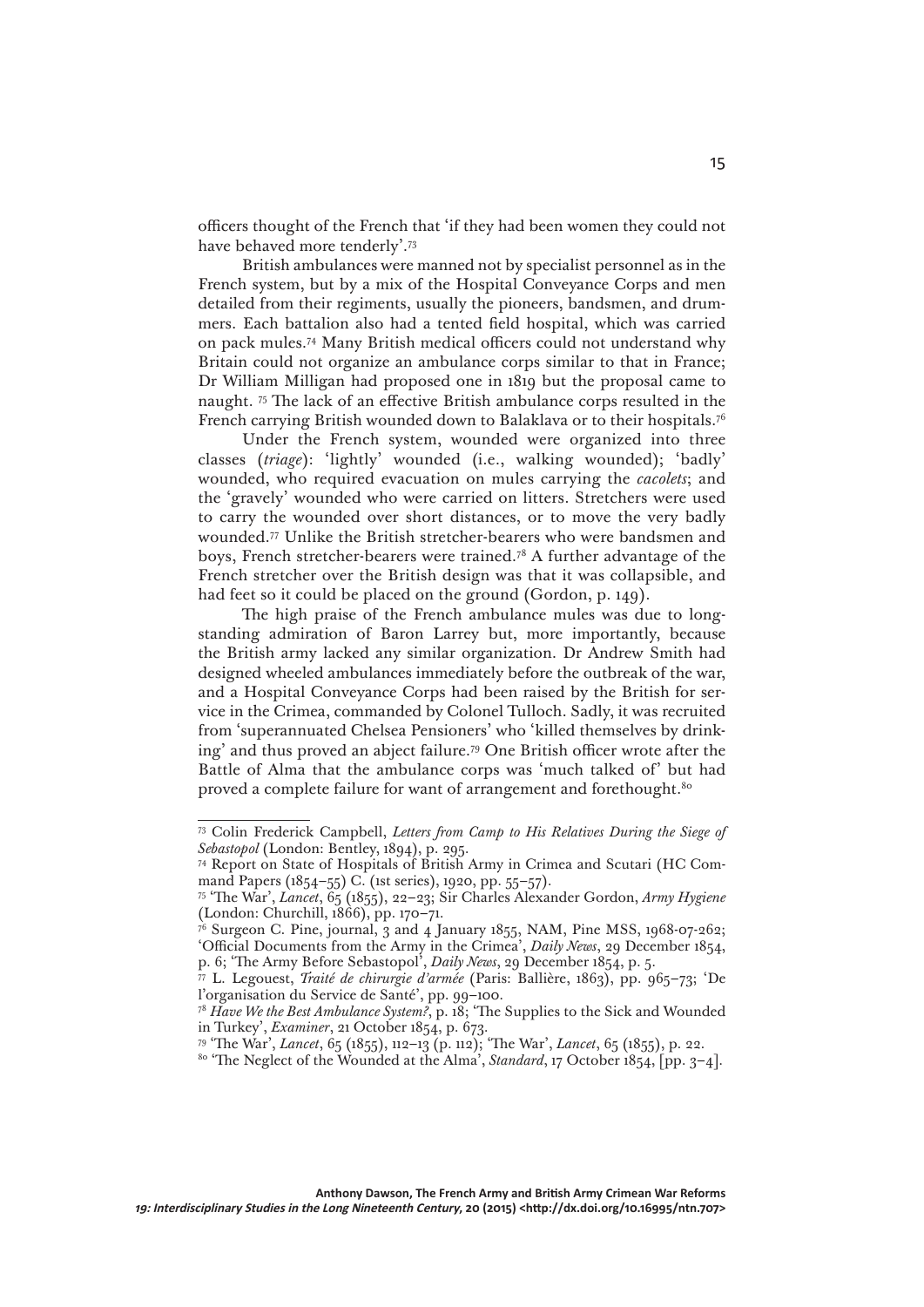officers thought of the French that 'if they had been women they could not have behaved more tenderly'.[73]

British ambulances were manned not by specialist personnel as in the French system, but by a mix of the Hospital Conveyance Corps and men detailed from their regiments, usually the pioneers, bandsmen, and drummers. Each battalion also had a tented field hospital, which was carried on pack mules.[74] Many British medical officers could not understand why Britain could not organize an ambulance corps similar to that in France; Dr William Milligan had proposed one in 1819 but the proposal came to naught. [75] The lack of an effective British ambulance corps resulted in the French carrying British wounded down to Balaklava or to their hospitals.[76]

Under the French system, wounded were organized into three classes (*triage*): 'lightly' wounded (i.e., walking wounded); 'badly' wounded, who required evacuation on mules carrying the *cacolets*; and the 'gravely' wounded who were carried on litters. Stretchers were used to carry the wounded over short distances, or to move the very badly wounded.[77] Unlike the British stretcher-bearers who were bandsmen and boys, French stretcher-bearers were trained.[78] A further advantage of the French stretcher over the British design was that it was collapsible, and had feet so it could be placed on the ground (Gordon, p. 149).

The high praise of the French ambulance mules was due to long-standing admiration of Baron Larrey but, more importantly, because the British army lacked any similar organization. Dr Andrew Smith had designed wheeled ambulances immediately before the outbreak of the war, and a Hospital Conveyance Corps had been raised by the British for service in the Crimea, commanded by Colonel Tulloch. Sadly, it was recruited from 'superannuated Chelsea Pensioners' who 'killed themselves by drinking' and thus proved an abject failure.[79] One British officer wrote after the Battle of Alma that the ambulance corps was 'much talked of' but had proved a complete failure for want of arrangement and forethought.[80]

---

[73] Colin Frederick Campbell, *Letters from Camp to His Relatives During the Siege of Sebastopol* (London: Bentley, 1894), p. 295.

[74] Report on State of Hospitals of British Army in Crimea and Scutari (HC Command Papers (1854–55) C. (1st series), 1920, pp. 55–57).

[75] 'The War', *Lancet*, 65 (1855), 22–23; Sir Charles Alexander Gordon, *Army Hygiene* (London: Churchill, 1866), pp. 170–71.

[76] Surgeon C. Pine, journal, 3 and 4 January 1855, NAM, Pine MSS, 1968-07-262; 'Official Documents from the Army in the Crimea', *Daily News*, 29 December 1854, p. 6; 'The Army Before Sebastopol', *Daily News*, 29 December 1854, p. 5.

[77] L. Legouest, *Traité de chirurgie d'armée* (Paris: Ballière, 1863), pp. 965–73; 'De l'organisation du Service de Santé', pp. 99–100.

[78] *Have We the Best Ambulance System?*, p. 18; 'The Supplies to the Sick and Wounded in Turkey', *Examiner*, 21 October 1854, p. 673.

[79] 'The War', *Lancet*, 65 (1855), 112–13 (p. 112); 'The War', *Lancet*, 65 (1855), p. 22.

[80] 'The Neglect of the Wounded at the Alma', *Standard*, 17 October 1854, [pp. 3–4].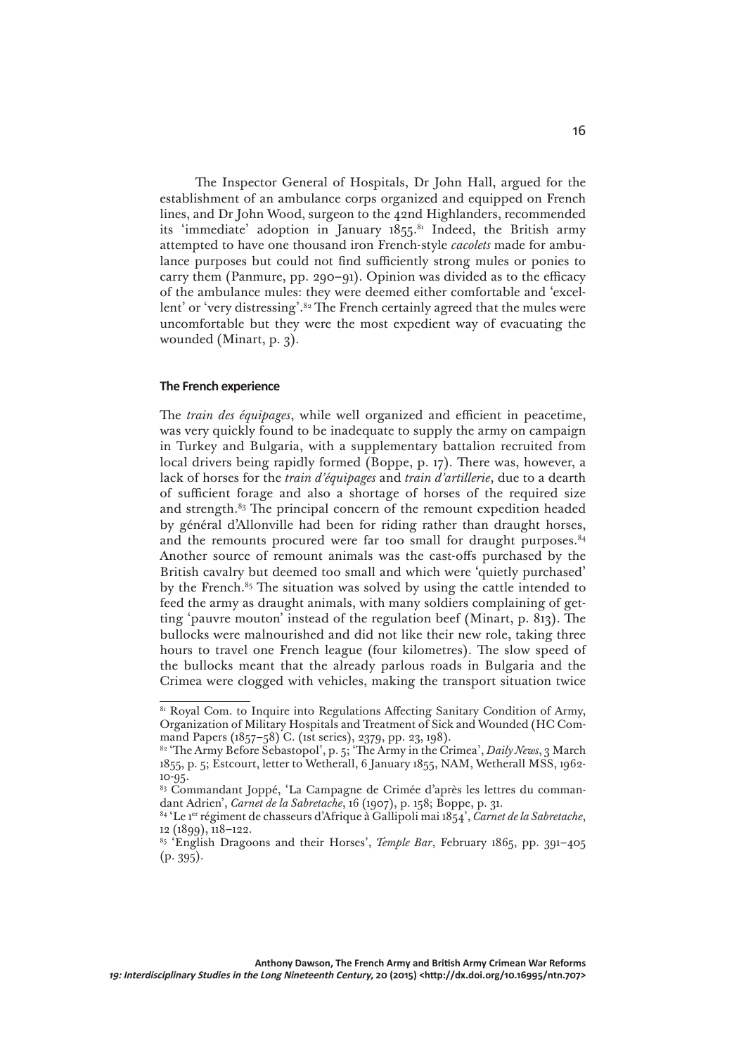The Inspector General of Hospitals, Dr John Hall, argued for the establishment of an ambulance corps organized and equipped on French lines, and Dr John Wood, surgeon to the 42nd Highlanders, recommended its 'immediate' adoption in January 1855.[81] Indeed, the British army attempted to have one thousand iron French-style *cacolets* made for ambulance purposes but could not find sufficiently strong mules or ponies to carry them (Panmure, pp. 290–91). Opinion was divided as to the efficacy of the ambulance mules: they were deemed either comfortable and 'excellent' or 'very distressing'.[82] The French certainly agreed that the mules were uncomfortable but they were the most expedient way of evacuating the wounded (Minart, p. 3).

### The French experience

The *train des équipages*, while well organized and efficient in peacetime, was very quickly found to be inadequate to supply the army on campaign in Turkey and Bulgaria, with a supplementary battalion recruited from local drivers being rapidly formed (Boppe, p. 17). There was, however, a lack of horses for the *train d'équipages* and *train d'artillerie*, due to a dearth of sufficient forage and also a shortage of horses of the required size and strength.[83] The principal concern of the remount expedition headed by général d'Allonville had been for riding rather than draught horses, and the remounts procured were far too small for draught purposes.[84] Another source of remount animals was the cast-offs purchased by the British cavalry but deemed too small and which were 'quietly purchased' by the French.[85] The situation was solved by using the cattle intended to feed the army as draught animals, with many soldiers complaining of getting 'pauvre mouton' instead of the regulation beef (Minart, p. 813). The bullocks were malnourished and did not like their new role, taking three hours to travel one French league (four kilometres). The slow speed of the bullocks meant that the already parlous roads in Bulgaria and the Crimea were clogged with vehicles, making the transport situation twice

---

[81] Royal Com. to Inquire into Regulations Affecting Sanitary Condition of Army, Organization of Military Hospitals and Treatment of Sick and Wounded (HC Command Papers (1857–58) C. (1st series), 2379, pp. 23, 198).

[82] 'The Army Before Sebastopol', p. 5; 'The Army in the Crimea', *Daily News*, 3 March 1855, p. 5; Estcourt, letter to Wetherall, 6 January 1855, NAM, Wetherall MSS, 1962-10-95.

[83] Commandant Joppé, 'La Campagne de Crimée d'après les lettres du commandant Adrien', *Carnet de la Sabretache*, 16 (1907), p. 158; Boppe, p. 31.

[84] 'Le 1er régiment de chasseurs d'Afrique à Gallipoli mai 1854', *Carnet de la Sabretache*, 12 (1899), 118–122.

[85] 'English Dragoons and their Horses', *Temple Bar*, February 1865, pp. 391–405 (p. 395).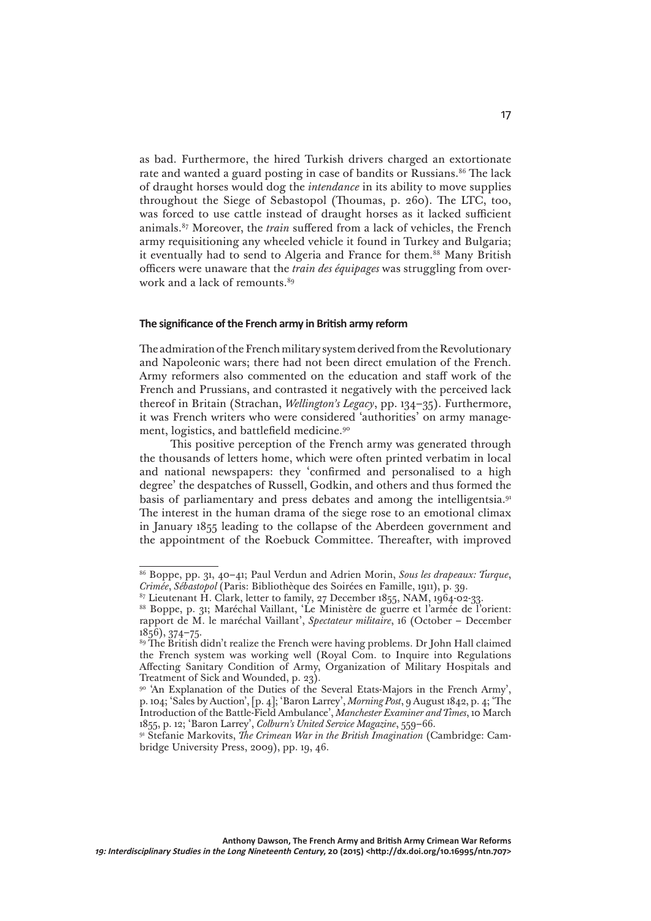as bad. Furthermore, the hired Turkish drivers charged an extortionate rate and wanted a guard posting in case of bandits or Russians.[86] The lack of draught horses would dog the *intendance* in its ability to move supplies throughout the Siege of Sebastopol (Thoumas, p. 260). The LTC, too, was forced to use cattle instead of draught horses as it lacked sufficient animals.[87] Moreover, the *train* suffered from a lack of vehicles, the French army requisitioning any wheeled vehicle it found in Turkey and Bulgaria; it eventually had to send to Algeria and France for them.[88] Many British officers were unaware that the *train des équipages* was struggling from overwork and a lack of remounts.[89]

### The significance of the French army in British army reform

The admiration of the French military system derived from the Revolutionary and Napoleonic wars; there had not been direct emulation of the French. Army reformers also commented on the education and staff work of the French and Prussians, and contrasted it negatively with the perceived lack thereof in Britain (Strachan, *Wellington's Legacy*, pp. 134–35). Furthermore, it was French writers who were considered 'authorities' on army management, logistics, and battlefield medicine.[90]

This positive perception of the French army was generated through the thousands of letters home, which were often printed verbatim in local and national newspapers: they 'confirmed and personalised to a high degree' the despatches of Russell, Godkin, and others and thus formed the basis of parliamentary and press debates and among the intelligentsia.[91] The interest in the human drama of the siege rose to an emotional climax in January 1855 leading to the collapse of the Aberdeen government and the appointment of the Roebuck Committee. Thereafter, with improved

---

[86] Boppe, pp. 31, 40–41; Paul Verdun and Adrien Morin, *Sous les drapeaux: Turque, Crimée, Sébastopol* (Paris: Bibliothèque des Soirées en Famille, 1911), p. 39.

[87] Lieutenant H. Clark, letter to family, 27 December 1855, NAM, 1964-02-33.

[88] Boppe, p. 31; Maréchal Vaillant, 'Le Ministère de guerre et l'armée de l'orient: rapport de M. le maréchal Vaillant', *Spectateur militaire*, 16 (October – December 1856), 374–75.

[89] The British didn't realize the French were having problems. Dr John Hall claimed the French system was working well (Royal Com. to Inquire into Regulations Affecting Sanitary Condition of Army, Organization of Military Hospitals and Treatment of Sick and Wounded, p. 23).

[90] 'An Explanation of the Duties of the Several Etats-Majors in the French Army', p. 104; 'Sales by Auction', [p. 4]; 'Baron Larrey', *Morning Post*, 9 August 1842, p. 4; 'The Introduction of the Battle-Field Ambulance', *Manchester Examiner and Times*, 10 March 1855, p. 12; 'Baron Larrey', *Colburn's United Service Magazine*, 559–66.

[91] Stefanie Markovits, *The Crimean War in the British Imagination* (Cambridge: Cambridge University Press, 2009), pp. 19, 46.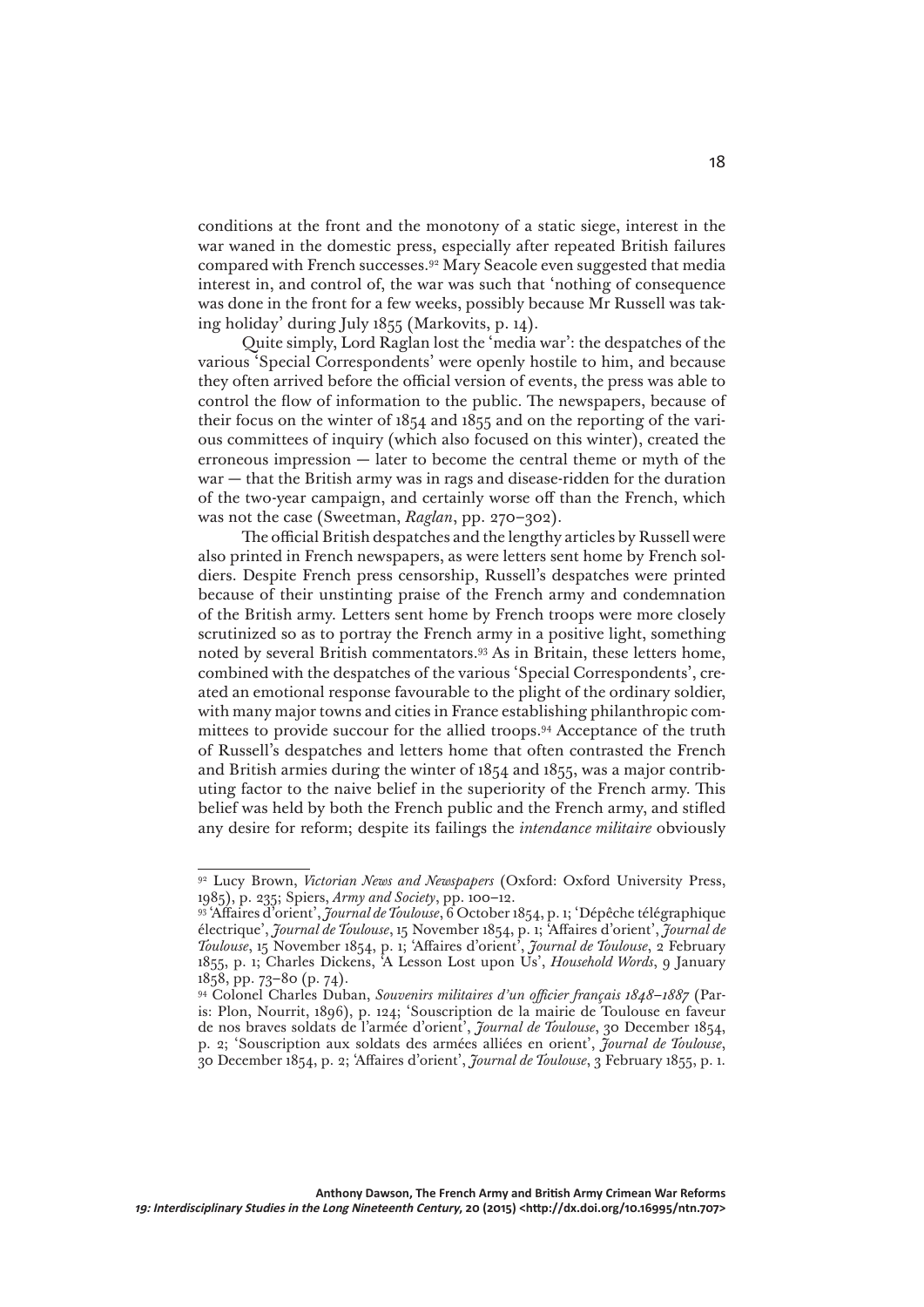conditions at the front and the monotony of a static siege, interest in the war waned in the domestic press, especially after repeated British failures compared with French successes.[92] Mary Seacole even suggested that media interest in, and control of, the war was such that 'nothing of consequence was done in the front for a few weeks, possibly because Mr Russell was taking holiday' during July 1855 (Markovits, p. 14).

Quite simply, Lord Raglan lost the 'media war': the despatches of the various 'Special Correspondents' were openly hostile to him, and because they often arrived before the official version of events, the press was able to control the flow of information to the public. The newspapers, because of their focus on the winter of 1854 and 1855 and on the reporting of the various committees of inquiry (which also focused on this winter), created the erroneous impression — later to become the central theme or myth of the war — that the British army was in rags and disease-ridden for the duration of the two-year campaign, and certainly worse off than the French, which was not the case (Sweetman, *Raglan*, pp. 270–302).

The official British despatches and the lengthy articles by Russell were also printed in French newspapers, as were letters sent home by French soldiers. Despite French press censorship, Russell's despatches were printed because of their unstinting praise of the French army and condemnation of the British army. Letters sent home by French troops were more closely scrutinized so as to portray the French army in a positive light, something noted by several British commentators.[93] As in Britain, these letters home, combined with the despatches of the various 'Special Correspondents', created an emotional response favourable to the plight of the ordinary soldier, with many major towns and cities in France establishing philanthropic committees to provide succour for the allied troops.[94] Acceptance of the truth of Russell's despatches and letters home that often contrasted the French and British armies during the winter of 1854 and 1855, was a major contributing factor to the naive belief in the superiority of the French army. This belief was held by both the French public and the French army, and stifled any desire for reform; despite its failings the *intendance militaire* obviously

---

[92] Lucy Brown, *Victorian News and Newspapers* (Oxford: Oxford University Press, 1985), p. 235; Spiers, *Army and Society*, pp. 100–12.

[93] 'Affaires d'orient', *Journal de Toulouse*, 6 October 1854, p. 1; 'Dépêche télégraphique électrique', *Journal de Toulouse*, 15 November 1854, p. 1; 'Affaires d'orient', *Journal de Toulouse*, 15 November 1854, p. 1; 'Affaires d'orient', *Journal de Toulouse*, 2 February 1855, p. 1; Charles Dickens, 'A Lesson Lost upon Us', *Household Words*, 9 January 1858, pp. 73–80 (p. 74).

[94] Colonel Charles Duban, *Souvenirs militaires d'un officier français 1848–1887* (Paris: Plon, Nourrit, 1896), p. 124; 'Souscription de la mairie de Toulouse en faveur de nos braves soldats de l'armée d'orient', *Journal de Toulouse*, 30 December 1854, p. 2; 'Souscription aux soldats des armées alliées en orient', *Journal de Toulouse*, 30 December 1854, p. 2; 'Affaires d'orient', *Journal de Toulouse*, 3 February 1855, p. 1.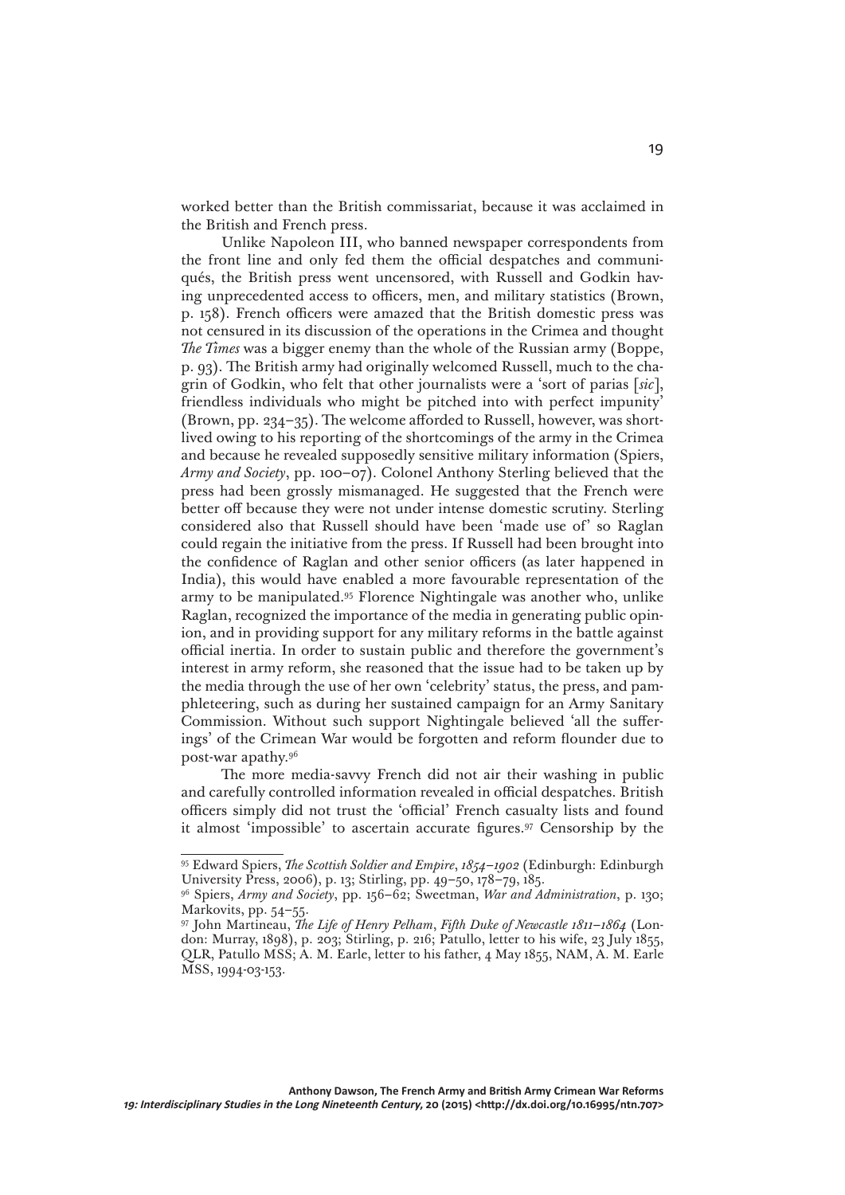worked better than the British commissariat, because it was acclaimed in the British and French press.

Unlike Napoleon III, who banned newspaper correspondents from the front line and only fed them the official despatches and communiqués, the British press went uncensored, with Russell and Godkin having unprecedented access to officers, men, and military statistics (Brown, p. 158). French officers were amazed that the British domestic press was not censured in its discussion of the operations in the Crimea and thought *The Times* was a bigger enemy than the whole of the Russian army (Boppe, p. 93). The British army had originally welcomed Russell, much to the chagrin of Godkin, who felt that other journalists were a 'sort of parias [*sic*], friendless individuals who might be pitched into with perfect impunity' (Brown, pp. 234–35). The welcome afforded to Russell, however, was short-lived owing to his reporting of the shortcomings of the army in the Crimea and because he revealed supposedly sensitive military information (Spiers, *Army and Society*, pp. 100–07). Colonel Anthony Sterling believed that the press had been grossly mismanaged. He suggested that the French were better off because they were not under intense domestic scrutiny. Sterling considered also that Russell should have been 'made use of' so Raglan could regain the initiative from the press. If Russell had been brought into the confidence of Raglan and other senior officers (as later happened in India), this would have enabled a more favourable representation of the army to be manipulated.[95] Florence Nightingale was another who, unlike Raglan, recognized the importance of the media in generating public opinion, and in providing support for any military reforms in the battle against official inertia. In order to sustain public and therefore the government's interest in army reform, she reasoned that the issue had to be taken up by the media through the use of her own 'celebrity' status, the press, and pamphleteering, such as during her sustained campaign for an Army Sanitary Commission. Without such support Nightingale believed 'all the sufferings' of the Crimean War would be forgotten and reform flounder due to post-war apathy.[96]

The more media-savvy French did not air their washing in public and carefully controlled information revealed in official despatches. British officers simply did not trust the 'official' French casualty lists and found it almost 'impossible' to ascertain accurate figures.[97] Censorship by the

---

[95] Edward Spiers, *The Scottish Soldier and Empire, 1854–1902* (Edinburgh: Edinburgh University Press, 2006), p. 13; Stirling, pp. 49–50, 178–79, 185.

[96] Spiers, *Army and Society*, pp. 156–62; Sweetman, *War and Administration*, p. 130; Markovits, pp. 54–55.

[97] John Martineau, *The Life of Henry Pelham, Fifth Duke of Newcastle 1811–1864* (London: Murray, 1898), p. 203; Stirling, p. 216; Patullo, letter to his wife, 23 July 1855, QLR, Patullo MSS; A. M. Earle, letter to his father, 4 May 1855, NAM, A. M. Earle MSS, 1994-03-153.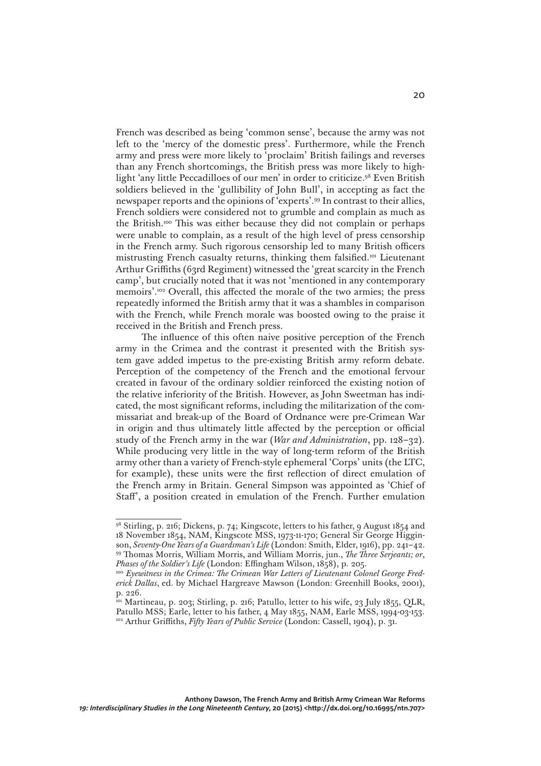French was described as being 'common sense', because the army was not left to the 'mercy of the domestic press'. Furthermore, while the French army and press were more likely to 'proclaim' British failings and reverses than any French shortcomings, the British press was more likely to highlight 'any little Peccadilloes of our men' in order to criticize.[98] Even British soldiers believed in the 'gullibility of John Bull', in accepting as fact the newspaper reports and the opinions of 'experts'.[99] In contrast to their allies, French soldiers were considered not to grumble and complain as much as the British.[100] This was either because they did not complain or perhaps were unable to complain, as a result of the high level of press censorship in the French army. Such rigorous censorship led to many British officers mistrusting French casualty returns, thinking them falsified.[101] Lieutenant Arthur Griffiths (63rd Regiment) witnessed the 'great scarcity in the French camp', but crucially noted that it was not 'mentioned in any contemporary memoirs'.[102] Overall, this affected the morale of the two armies; the press repeatedly informed the British army that it was a shambles in comparison with the French, while French morale was boosted owing to the praise it received in the British and French press.

The influence of this often naive positive perception of the French army in the Crimea and the contrast it presented with the British system gave added impetus to the pre-existing British army reform debate. Perception of the competency of the French and the emotional fervour created in favour of the ordinary soldier reinforced the existing notion of the relative inferiority of the British. However, as John Sweetman has indicated, the most significant reforms, including the militarization of the commissariat and break-up of the Board of Ordnance were pre-Crimean War in origin and thus ultimately little affected by the perception or official study of the French army in the war (*War and Administration*, pp. 128–32). While producing very little in the way of long-term reform of the British army other than a variety of French-style ephemeral 'Corps' units (the LTC, for example), these units were the first reflection of direct emulation of the French army in Britain. General Simpson was appointed as 'Chief of Staff', a position created in emulation of the French. Further emulation

---

[98] Stirling, p. 216; Dickens, p. 74; Kingscote, letters to his father, 9 August 1854 and 18 November 1854, NAM, Kingscote MSS, 1973-11-170; General Sir George Higginson, *Seventy-One Years of a Guardsman's Life* (London: Smith, Elder, 1916), pp. 241–42.

[99] Thomas Morris, William Morris, and William Morris, jun., *The Three Serjeants; or, Phases of the Soldier's Life* (London: Effingham Wilson, 1858), p. 205.

[100] *Eyewitness in the Crimea: The Crimean War Letters of Lieutenant Colonel George Frederick Dallas*, ed. by Michael Hargreave Mawson (London: Greenhill Books, 2001), p. 226.

[101] Martineau, p. 203; Stirling, p. 216; Patullo, letter to his wife, 23 July 1855, QLR, Patullo MSS; Earle, letter to his father, 4 May 1855, NAM, Earle MSS, 1994-03-153.

[102] Arthur Griffiths, *Fifty Years of Public Service* (London: Cassell, 1904), p. 31.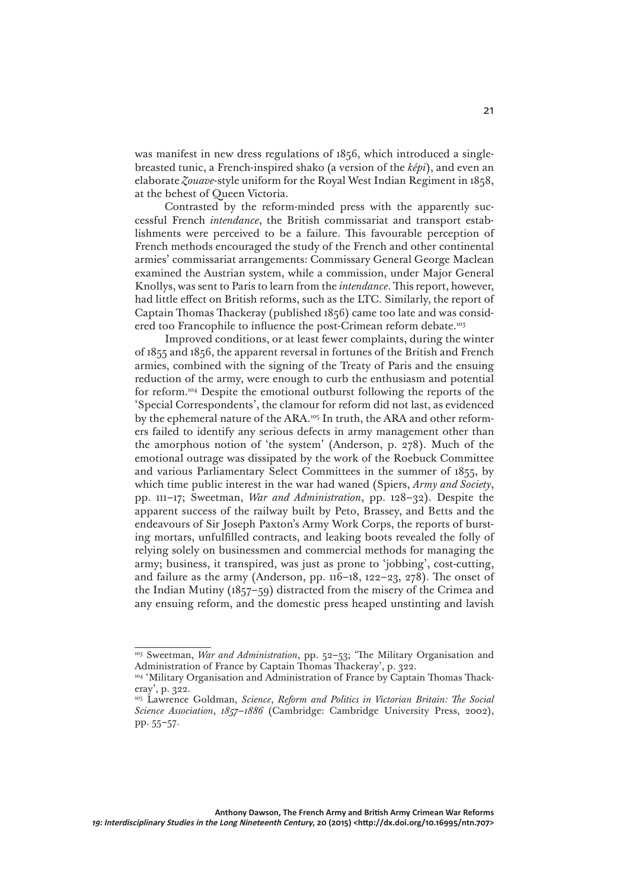was manifest in new dress regulations of 1856, which introduced a single-breasted tunic, a French-inspired shako (a version of the *képi*), and even an elaborate *Zouave*-style uniform for the Royal West Indian Regiment in 1858, at the behest of Queen Victoria.

Contrasted by the reform-minded press with the apparently successful French *intendance*, the British commissariat and transport establishments were perceived to be a failure. This favourable perception of French methods encouraged the study of the French and other continental armies' commissariat arrangements: Commissary General George Maclean examined the Austrian system, while a commission, under Major General Knollys, was sent to Paris to learn from the *intendance*. This report, however, had little effect on British reforms, such as the LTC. Similarly, the report of Captain Thomas Thackeray (published 1856) came too late and was considered too Francophile to influence the post-Crimean reform debate.[103]

Improved conditions, or at least fewer complaints, during the winter of 1855 and 1856, the apparent reversal in fortunes of the British and French armies, combined with the signing of the Treaty of Paris and the ensuing reduction of the army, were enough to curb the enthusiasm and potential for reform.[104] Despite the emotional outburst following the reports of the 'Special Correspondents', the clamour for reform did not last, as evidenced by the ephemeral nature of the ARA.[105] In truth, the ARA and other reformers failed to identify any serious defects in army management other than the amorphous notion of 'the system' (Anderson, p. 278). Much of the emotional outrage was dissipated by the work of the Roebuck Committee and various Parliamentary Select Committees in the summer of 1855, by which time public interest in the war had waned (Spiers, *Army and Society*, pp. 111–17; Sweetman, *War and Administration*, pp. 128–32). Despite the apparent success of the railway built by Peto, Brassey, and Betts and the endeavours of Sir Joseph Paxton's Army Work Corps, the reports of bursting mortars, unfulfilled contracts, and leaking boots revealed the folly of relying solely on businessmen and commercial methods for managing the army; business, it transpired, was just as prone to 'jobbing', cost-cutting, and failure as the army (Anderson, pp. 116–18, 122–23, 278). The onset of the Indian Mutiny (1857–59) distracted from the misery of the Crimea and any ensuing reform, and the domestic press heaped unstinting and lavish

---

[103] Sweetman, *War and Administration*, pp. 52–53; 'The Military Organisation and Administration of France by Captain Thomas Thackeray', p. 322.

[104] 'Military Organisation and Administration of France by Captain Thomas Thackeray', p. 322.

[105] Lawrence Goldman, *Science, Reform and Politics in Victorian Britain: The Social Science Association, 1857–1886* (Cambridge: Cambridge University Press, 2002), pp. 55–57.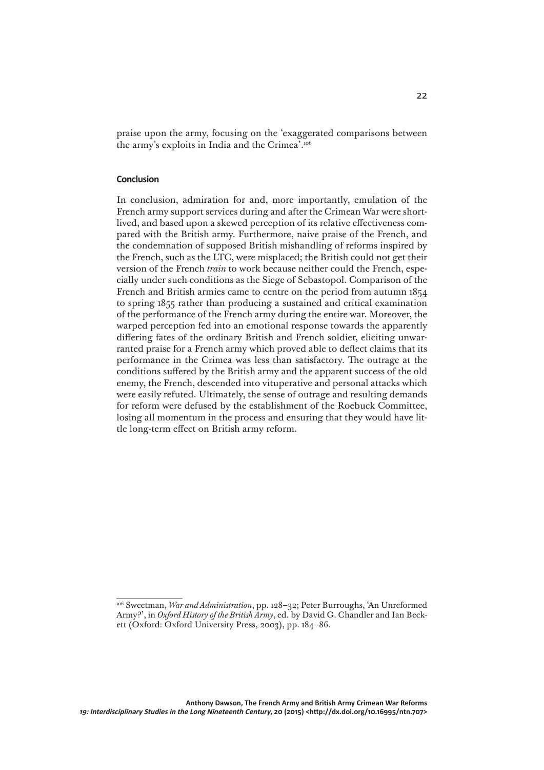praise upon the army, focusing on the 'exaggerated comparisons between the army's exploits in India and the Crimea'.[106]

## Conclusion

In conclusion, admiration for and, more importantly, emulation of the French army support services during and after the Crimean War were short-lived, and based upon a skewed perception of its relative effectiveness compared with the British army. Furthermore, naive praise of the French, and the condemnation of supposed British mishandling of reforms inspired by the French, such as the LTC, were misplaced; the British could not get their version of the French *train* to work because neither could the French, especially under such conditions as the Siege of Sebastopol. Comparison of the French and British armies came to centre on the period from autumn 1854 to spring 1855 rather than producing a sustained and critical examination of the performance of the French army during the entire war. Moreover, the warped perception fed into an emotional response towards the apparently differing fates of the ordinary British and French soldier, eliciting unwarranted praise for a French army which proved able to deflect claims that its performance in the Crimea was less than satisfactory. The outrage at the conditions suffered by the British army and the apparent success of the old enemy, the French, descended into vituperative and personal attacks which were easily refuted. Ultimately, the sense of outrage and resulting demands for reform were defused by the establishment of the Roebuck Committee, losing all momentum in the process and ensuring that they would have little long-term effect on British army reform.

---

[106] Sweetman, *War and Administration*, pp. 128–32; Peter Burroughs, 'An Unreformed Army?', in *Oxford History of the British Army*, ed. by David G. Chandler and Ian Beckett (Oxford: Oxford University Press, 2003), pp. 184–86.